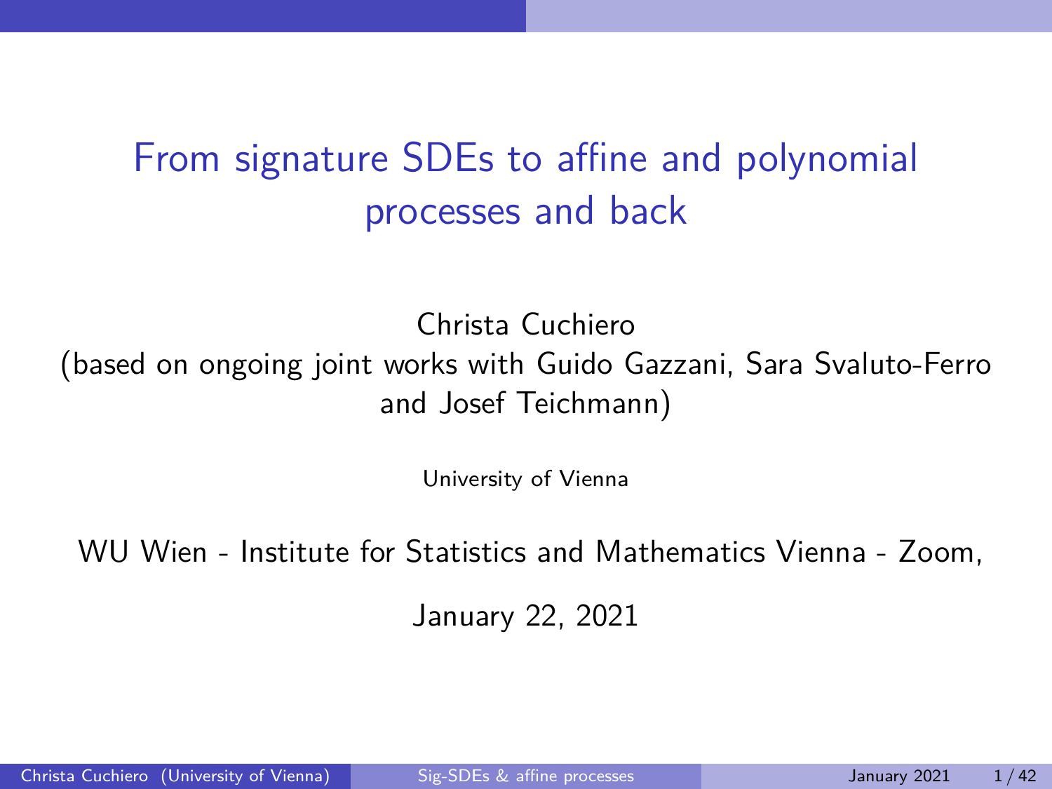# From signature SDEs to affine and polynomial processes and back

Christa Cuchiero
(based on ongoing joint works with Guido Gazzani, Sara Svaluto-Ferro and Josef Teichmann)

University of Vienna

WU Wien - Institute for Statistics and Mathematics Vienna - Zoom,

January 22, 2021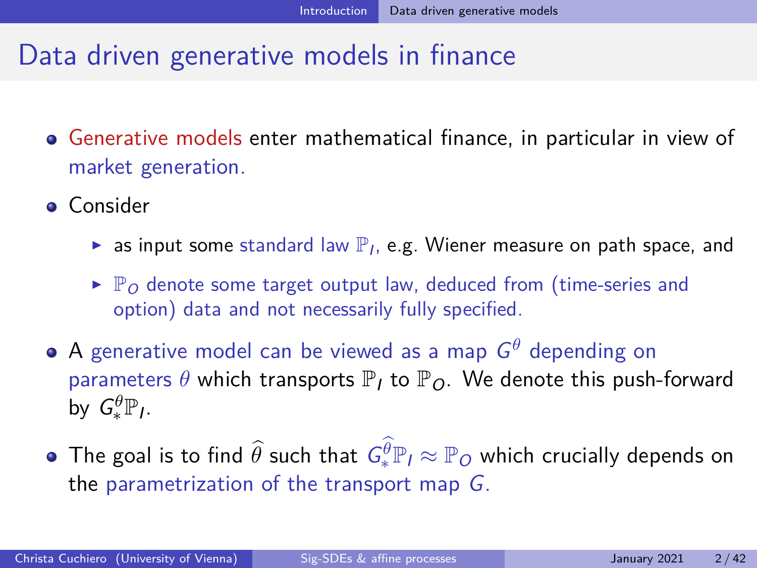# Data driven generative models in finance

- Generative models enter mathematical finance, in particular in view of market generation.
- Consider
  - as input some standard law $\mathbb{P}_I$, e.g. Wiener measure on path space, and
  - $\mathbb{P}_O$ denote some target output law, deduced from (time-series and option) data and not necessarily fully specified.
- A generative model can be viewed as a map $G^\theta$ depending on parameters $\theta$ which transports $\mathbb{P}_I$ to $\mathbb{P}_O$. We denote this push-forward by $G^\theta_* \mathbb{P}_I$.
- The goal is to find $\widehat{\theta}$ such that $G^{\widehat{\theta}}_* \mathbb{P}_I \approx \mathbb{P}_O$ which crucially depends on the parametrization of the transport map $G$.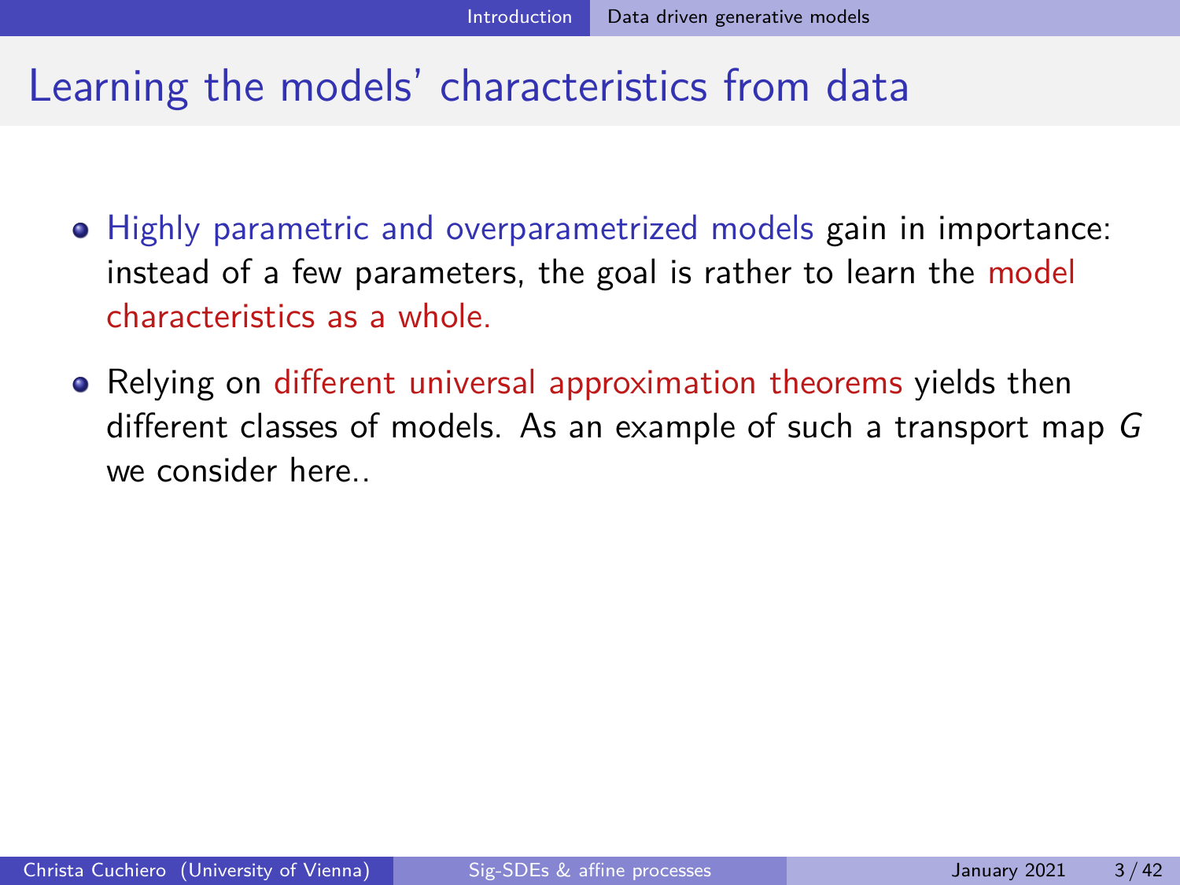# Learning the models' characteristics from data

- Highly parametric and overparametrized models gain in importance: instead of a few parameters, the goal is rather to learn the model characteristics as a whole.
- Relying on different universal approximation theorems yields then different classes of models. As an example of such a transport map $G$ we consider here..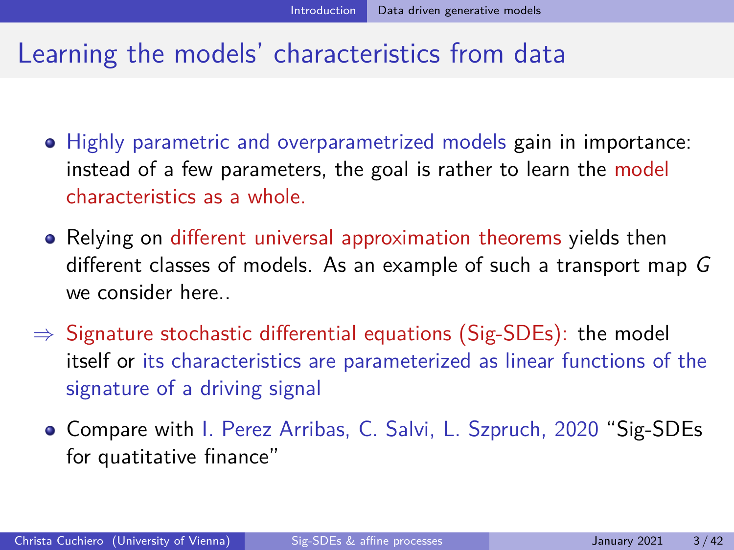# Learning the models' characteristics from data

- Highly parametric and overparametrized models gain in importance: instead of a few parameters, the goal is rather to learn the model characteristics as a whole.
- Relying on different universal approximation theorems yields then different classes of models. As an example of such a transport map $G$ we consider here..

$\Rightarrow$ Signature stochastic differential equations (Sig-SDEs): the model itself or its characteristics are parameterized as linear functions of the signature of a driving signal

- Compare with I. Perez Arribas, C. Salvi, L. Szpruch, 2020 "Sig-SDEs for quatitative finance"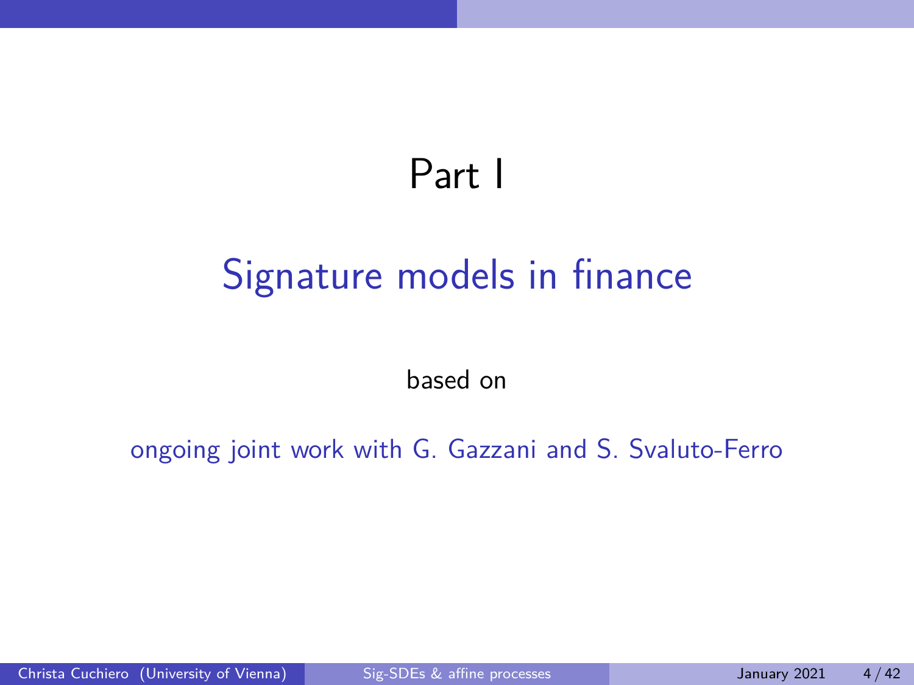# Part I

## Signature models in finance

based on

ongoing joint work with G. Gazzani and S. Svaluto-Ferro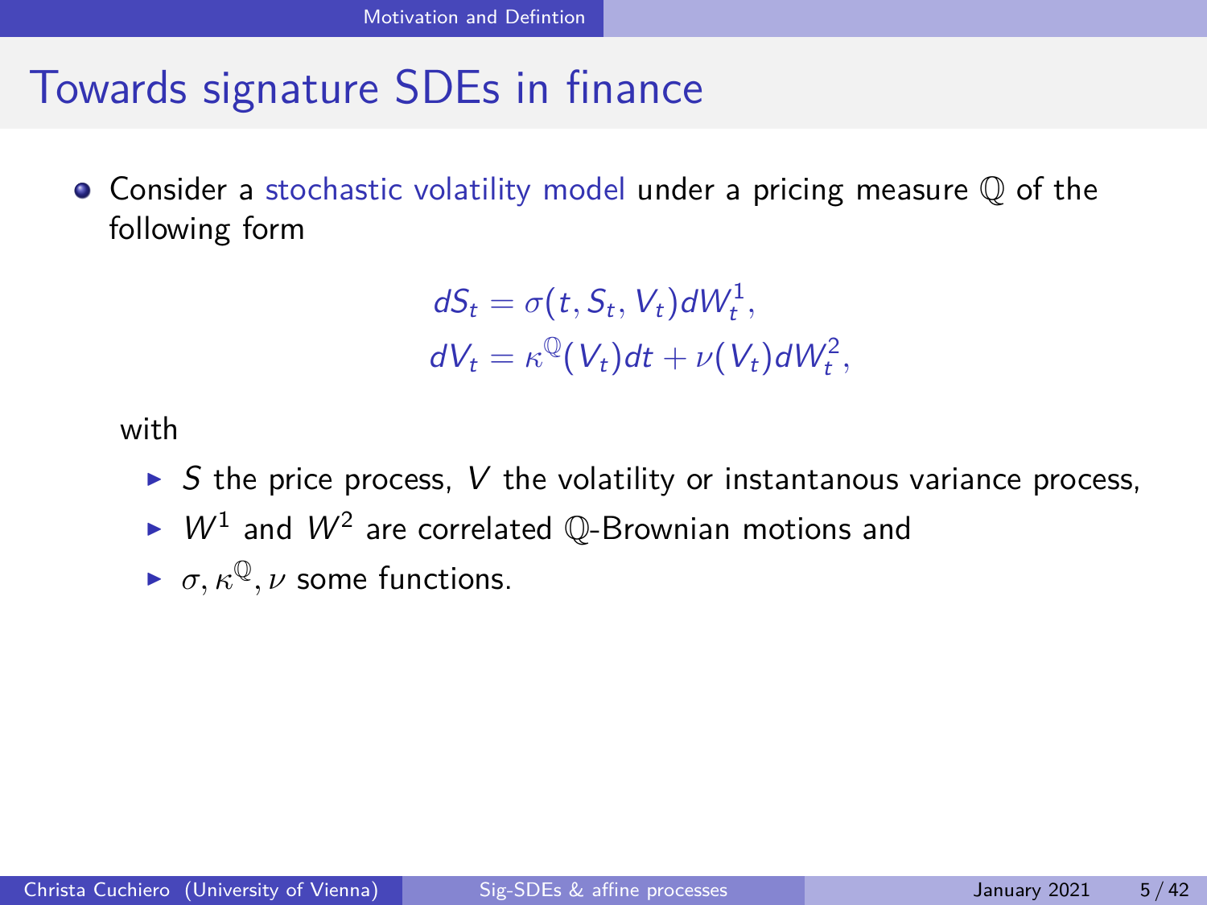# Towards signature SDEs in finance

- Consider a stochastic volatility model under a pricing measure $\mathbb{Q}$ of the following form

$$
\begin{aligned}
dS_t &= \sigma(t, S_t, V_t)dW_t^1, \\
dV_t &= \kappa^{\mathbb{Q}}(V_t)dt + \nu(V_t)dW_t^2,
\end{aligned}
$$

with

- $S$ the price process, $V$ the volatility or instantanous variance process,
- $W^1$ and $W^2$ are correlated $\mathbb{Q}$-Brownian motions and
- $\sigma, \kappa^{\mathbb{Q}}, \nu$ some functions.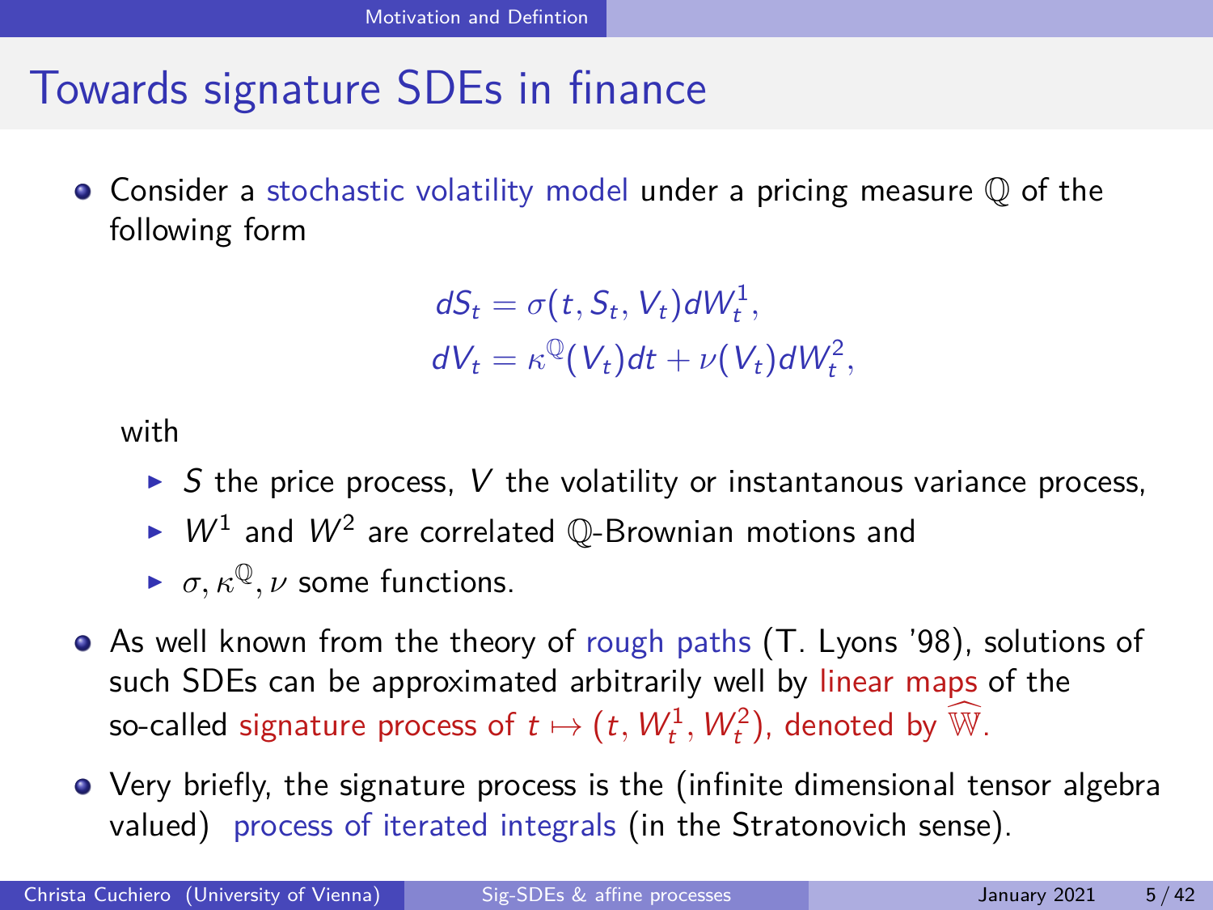# Towards signature SDEs in finance

- Consider a stochastic volatility model under a pricing measure $\mathbb{Q}$ of the following form

$$
\begin{aligned}
dS_t &= \sigma(t, S_t, V_t) dW_t^1, \\
dV_t &= \kappa^{\mathbb{Q}}(V_t) dt + \nu(V_t) dW_t^2,
\end{aligned}
$$

  with

  - $S$ the price process, $V$ the volatility or instantanous variance process,
  - $W^1$ and $W^2$ are correlated $\mathbb{Q}$-Brownian motions and
  - $\sigma, \kappa^{\mathbb{Q}}, \nu$ some functions.

- As well known from the theory of rough paths (T. Lyons '98), solutions of such SDEs can be approximated arbitrarily well by linear maps of the so-called signature process of $t \mapsto (t, W_t^1, W_t^2)$, denoted by $\widehat{\mathbb{W}}$.
- Very briefly, the signature process is the (infinite dimensional tensor algebra valued) process of iterated integrals (in the Stratonovich sense).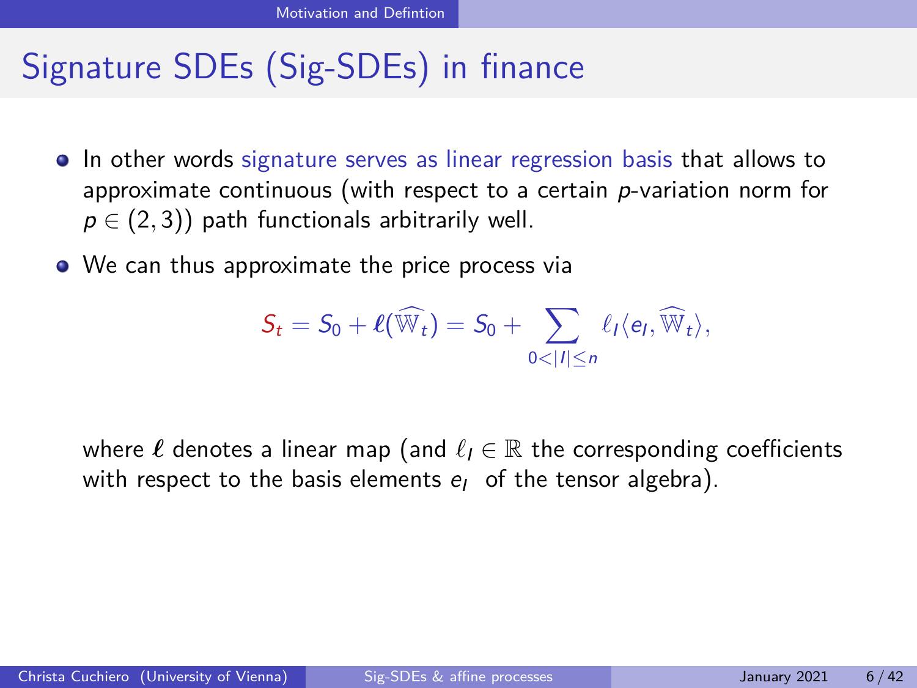# Signature SDEs (Sig-SDEs) in finance

- In other words signature serves as linear regression basis that allows to approximate continuous (with respect to a certain $p$-variation norm for $p \in (2, 3)$) path functionals arbitrarily well.
- We can thus approximate the price process via

$$S_t = S_0 + \boldsymbol{\ell}(\widehat{\mathbb{W}}_t) = S_0 + \sum_{0<|I|\leq n} \ell_I \langle e_I, \widehat{\mathbb{W}}_t \rangle,$$

where $\boldsymbol{\ell}$ denotes a linear map (and $\ell_I \in \mathbb{R}$ the corresponding coefficients with respect to the basis elements $e_I$ of the tensor algebra).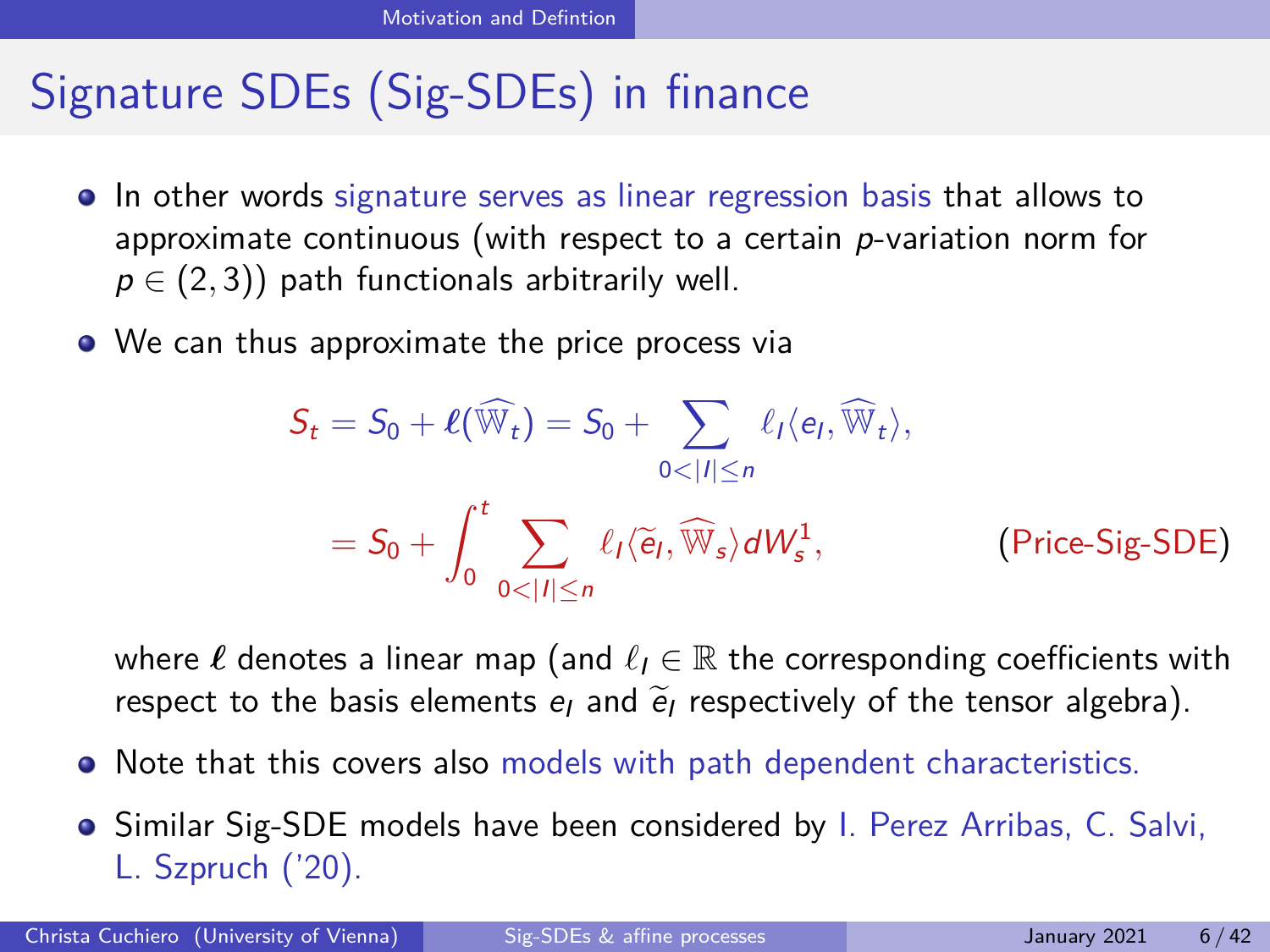# Signature SDEs (Sig-SDEs) in finance

- In other words signature serves as linear regression basis that allows to approximate continuous (with respect to a certain $p$-variation norm for $p \in (2, 3)$) path functionals arbitrarily well.
- We can thus approximate the price process via

$$S_t = S_0 + \boldsymbol{\ell}(\widehat{\mathbb{W}}_t) = S_0 + \sum_{0<|I|\leq n} \ell_I \langle e_I, \widehat{\mathbb{W}}_t \rangle,$$

$$= S_0 + \int_0^t \sum_{0<|I|\leq n} \ell_I \langle \widetilde{e}_I, \widehat{\mathbb{W}}_s \rangle dW_s^1, \qquad \text{(Price-Sig-SDE)}$$

  where $\boldsymbol{\ell}$ denotes a linear map (and $\ell_I \in \mathbb{R}$ the corresponding coefficients with respect to the basis elements $e_I$ and $\widetilde{e}_I$ respectively of the tensor algebra).

- Note that this covers also models with path dependent characteristics.
- Similar Sig-SDE models have been considered by I. Perez Arribas, C. Salvi, L. Szpruch ('20).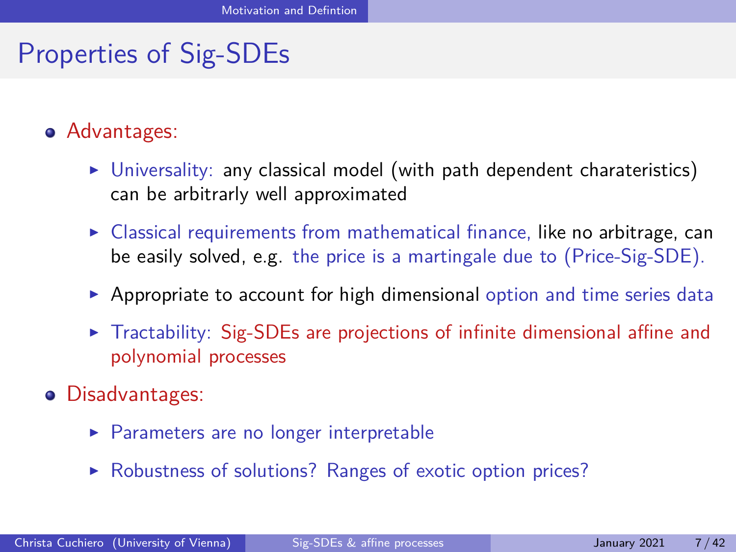# Properties of Sig-SDEs

- Advantages:
  - Universality: any classical model (with path dependent charateristics) can be arbitrarly well approximated
  - Classical requirements from mathematical finance, like no arbitrage, can be easily solved, e.g. the price is a martingale due to (Price-Sig-SDE).
  - Appropriate to account for high dimensional option and time series data
  - Tractability: Sig-SDEs are projections of infinite dimensional affine and polynomial processes
- Disadvantages:
  - Parameters are no longer interpretable
  - Robustness of solutions? Ranges of exotic option prices?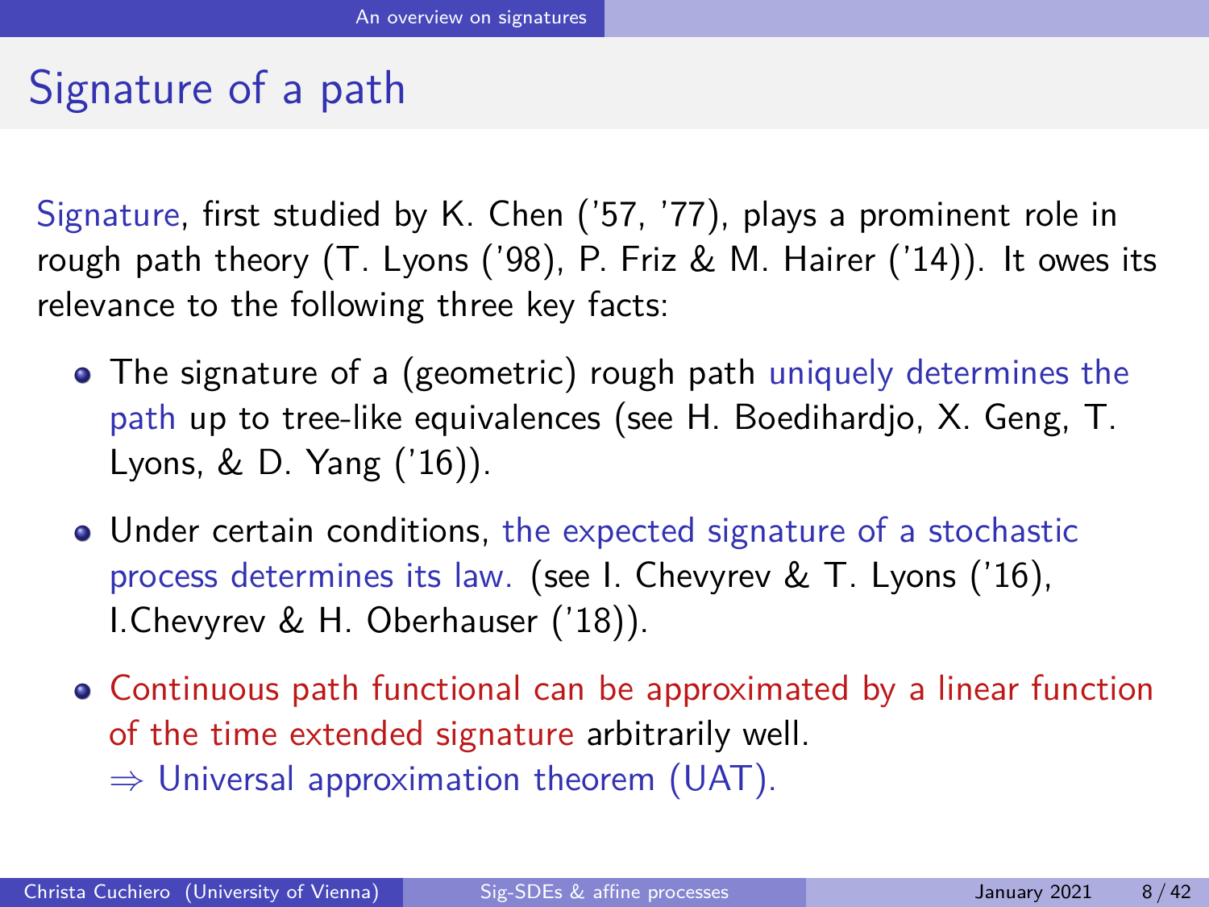# Signature of a path

Signature, first studied by K. Chen ('57, '77), plays a prominent role in rough path theory (T. Lyons ('98), P. Friz & M. Hairer ('14)). It owes its relevance to the following three key facts:

- The signature of a (geometric) rough path uniquely determines the path up to tree-like equivalences (see H. Boedihardjo, X. Geng, T. Lyons, & D. Yang ('16)).
- Under certain conditions, the expected signature of a stochastic process determines its law. (see I. Chevyrev & T. Lyons ('16), I.Chevyrev & H. Oberhauser ('18)).
- Continuous path functional can be approximated by a linear function of the time extended signature arbitrarily well.
  $\Rightarrow$ Universal approximation theorem (UAT).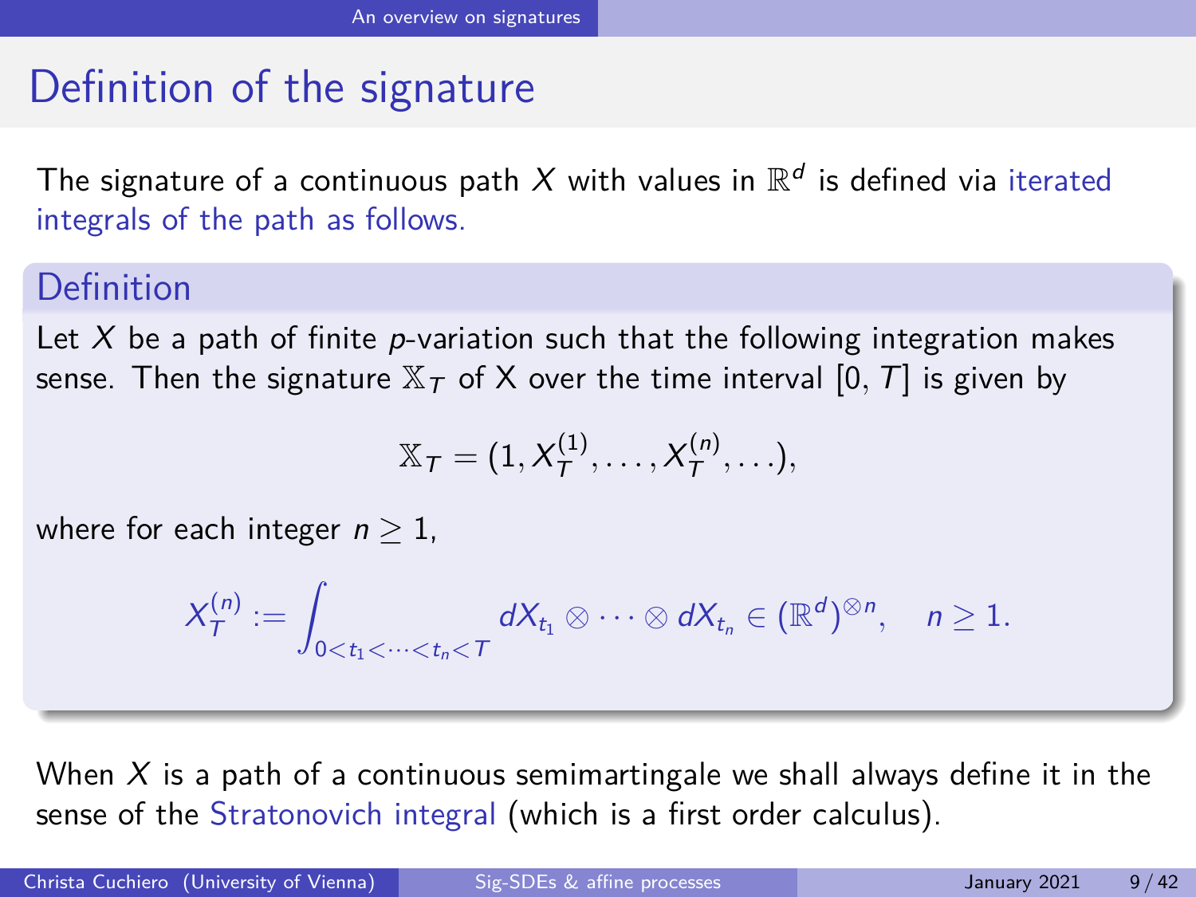# Definition of the signature

The signature of a continuous path $X$ with values in $\mathbb{R}^d$ is defined via iterated integrals of the path as follows.

## Definition

Let $X$ be a path of finite $p$-variation such that the following integration makes sense. Then the signature $\mathbb{X}_T$ of X over the time interval $[0, T]$ is given by

$$\mathbb{X}_T = (1, X_T^{(1)}, \ldots, X_T^{(n)}, \ldots),$$

where for each integer $n \geq 1$,

$$X_T^{(n)} := \int_{0 < t_1 < \cdots < t_n < T} dX_{t_1} \otimes \cdots \otimes dX_{t_n} \in (\mathbb{R}^d)^{\otimes n}, \quad n \geq 1.$$

When $X$ is a path of a continuous semimartingale we shall always define it in the sense of the Stratonovich integral (which is a first order calculus).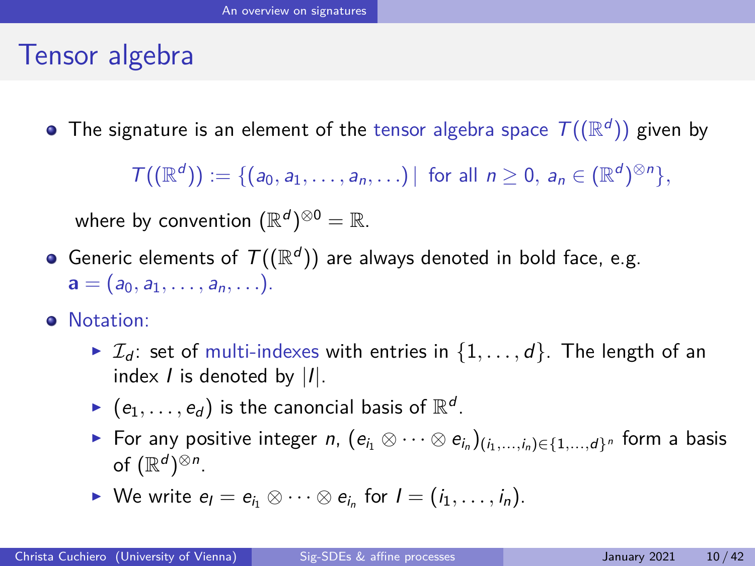# Tensor algebra

- The signature is an element of the tensor algebra space $T((\mathbb{R}^d))$ given by

$$T((\mathbb{R}^d)) := \{(a_0, a_1, \ldots, a_n, \ldots) \mid \text{ for all } n \geq 0,\ a_n \in (\mathbb{R}^d)^{\otimes n}\},$$

  where by convention $(\mathbb{R}^d)^{\otimes 0} = \mathbb{R}$.

- Generic elements of $T((\mathbb{R}^d))$ are always denoted in bold face, e.g. $\mathbf{a} = (a_0, a_1, \ldots, a_n, \ldots)$.

- Notation:
  - $\mathcal{I}_d$: set of multi-indexes with entries in $\{1, \ldots, d\}$. The length of an index $I$ is denoted by $|I|$.
  - $(e_1, \ldots, e_d)$ is the canoncial basis of $\mathbb{R}^d$.
  - For any positive integer $n$, $(e_{i_1} \otimes \cdots \otimes e_{i_n})_{(i_1, \ldots, i_n) \in \{1, \ldots, d\}^n}$ form a basis of $(\mathbb{R}^d)^{\otimes n}$.
  - We write $e_I = e_{i_1} \otimes \cdots \otimes e_{i_n}$ for $I = (i_1, \ldots, i_n)$.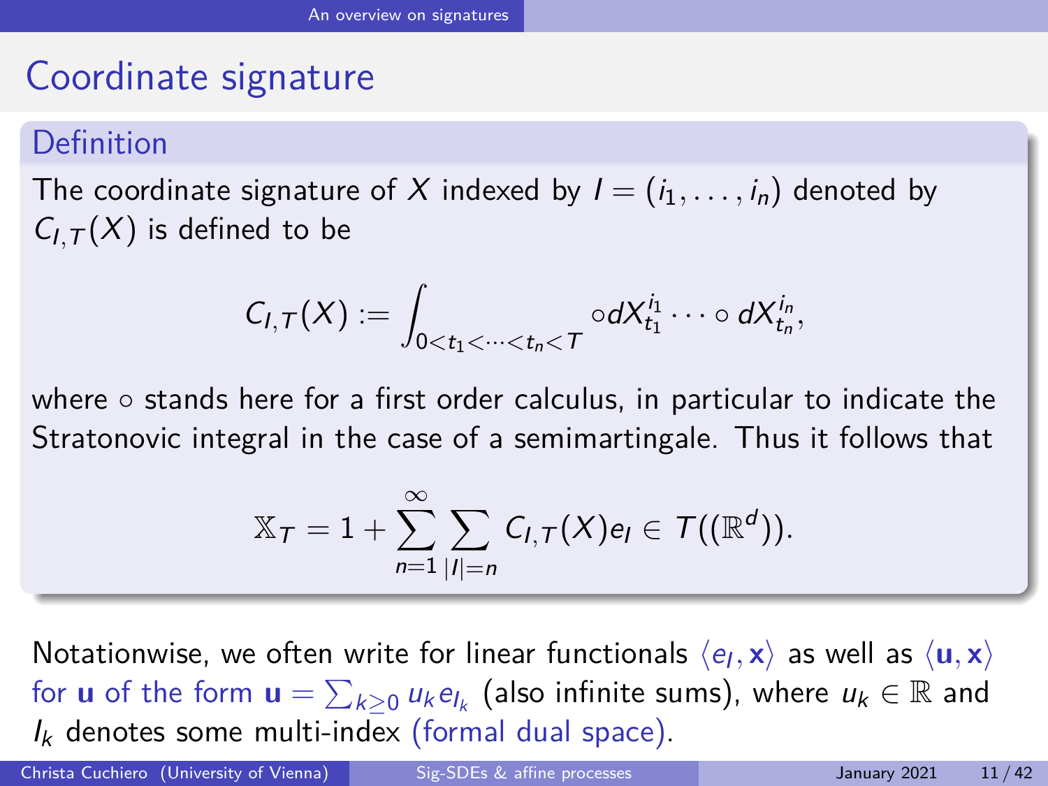# Coordinate signature

## Definition

The coordinate signature of $X$ indexed by $I = (i_1, \ldots, i_n)$ denoted by $C_{I,T}(X)$ is defined to be

$$C_{I,T}(X) := \int_{0<t_1<\cdots<t_n<T} \circ dX_{t_1}^{i_1} \cdots \circ dX_{t_n}^{i_n},$$

where $\circ$ stands here for a first order calculus, in particular to indicate the Stratonovic integral in the case of a semimartingale. Thus it follows that

$$\mathbb{X}_T = 1 + \sum_{n=1}^{\infty} \sum_{|I|=n} C_{I,T}(X) e_I \in T((\mathbb{R}^d)).$$

Notationwise, we often write for linear functionals $\langle e_I, \mathbf{x} \rangle$ as well as $\langle \mathbf{u}, \mathbf{x} \rangle$ for $\mathbf{u}$ of the form $\mathbf{u} = \sum_{k \geq 0} u_k e_{I_k}$ (also infinite sums), where $u_k \in \mathbb{R}$ and $I_k$ denotes some multi-index (formal dual space).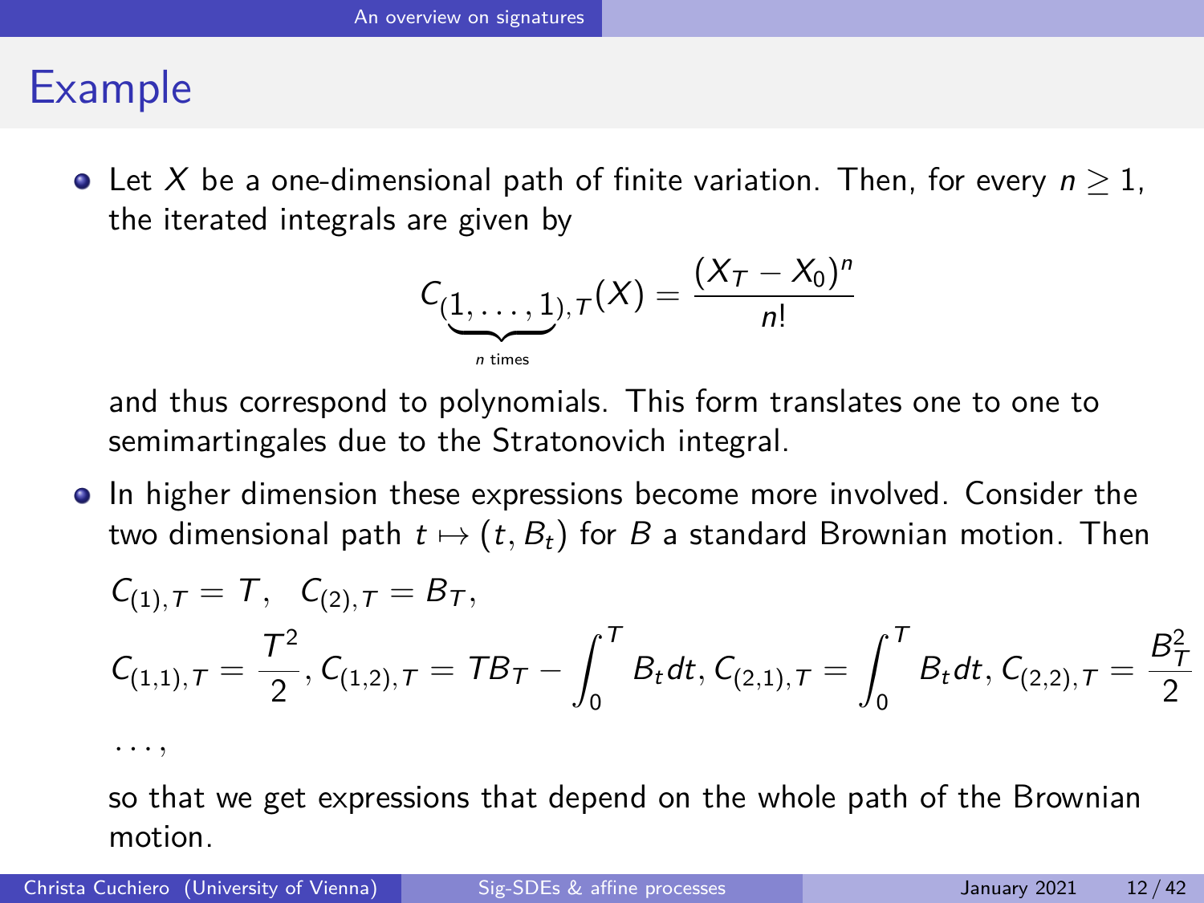# Example

- Let $X$ be a one-dimensional path of finite variation. Then, for every $n \geq 1$, the iterated integrals are given by

$$C_{(\underbrace{1,\ldots,1}_{n \text{ times}}),T}(X) = \frac{(X_T - X_0)^n}{n!}$$

  and thus correspond to polynomials. This form translates one to one to semimartingales due to the Stratonovich integral.

- In higher dimension these expressions become more involved. Consider the two dimensional path $t \mapsto (t, B_t)$ for $B$ a standard Brownian motion. Then

$$C_{(1),T} = T, \quad C_{(2),T} = B_T,$$

$$C_{(1,1),T} = \frac{T^2}{2}, C_{(1,2),T} = TB_T - \int_0^T B_t dt, C_{(2,1),T} = \int_0^T B_t dt, C_{(2,2),T} = \frac{B_T^2}{2}$$

$$\ldots,$$

  so that we get expressions that depend on the whole path of the Brownian motion.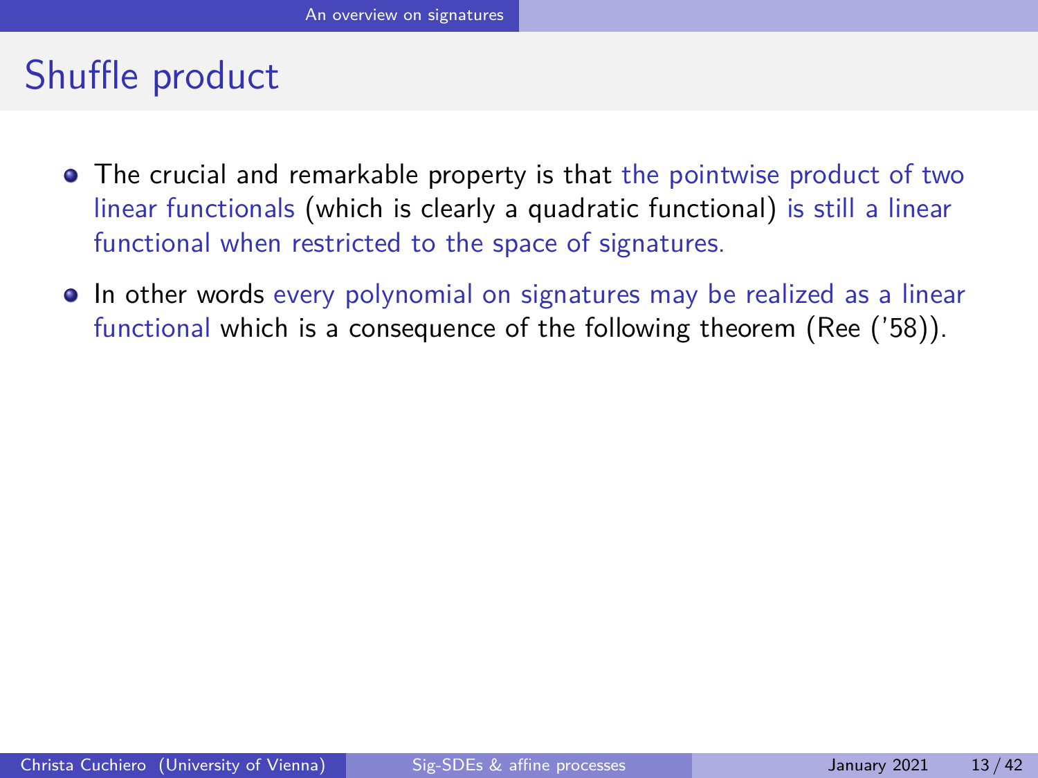# Shuffle product

- The crucial and remarkable property is that the pointwise product of two linear functionals (which is clearly a quadratic functional) is still a linear functional when restricted to the space of signatures.
- In other words every polynomial on signatures may be realized as a linear functional which is a consequence of the following theorem (Ree ('58)).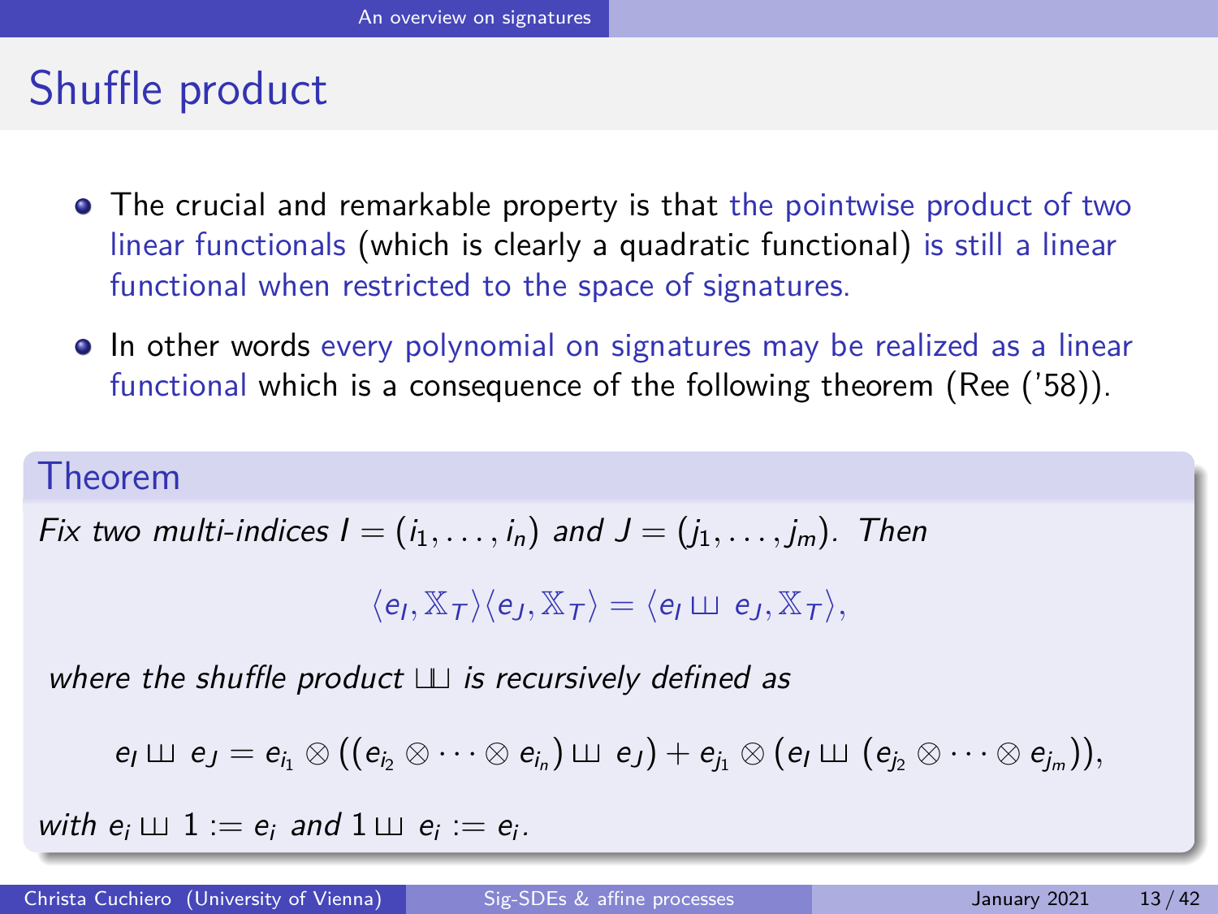# Shuffle product

- The crucial and remarkable property is that the pointwise product of two linear functionals (which is clearly a quadratic functional) is still a linear functional when restricted to the space of signatures.
- In other words every polynomial on signatures may be realized as a linear functional which is a consequence of the following theorem (Ree ('58)).

**Theorem**

*Fix two multi-indices $I = (i_1, \dots, i_n)$ and $J = (j_1, \dots, j_m)$. Then*

$$\langle e_I, \mathbb{X}_T \rangle \langle e_J, \mathbb{X}_T \rangle = \langle e_I \sqcup\!\sqcup\, e_J, \mathbb{X}_T \rangle,$$

*where the shuffle product $\sqcup\!\sqcup$ is recursively defined as*

$$e_I \sqcup\!\sqcup\, e_J = e_{i_1} \otimes ((e_{i_2} \otimes \cdots \otimes e_{i_n}) \sqcup\!\sqcup\, e_J) + e_{j_1} \otimes (e_I \sqcup\!\sqcup\, (e_{j_2} \otimes \cdots \otimes e_{j_m})),$$

*with $e_i \sqcup\!\sqcup\, 1 := e_i$ and $1 \sqcup\!\sqcup\, e_i := e_i$.*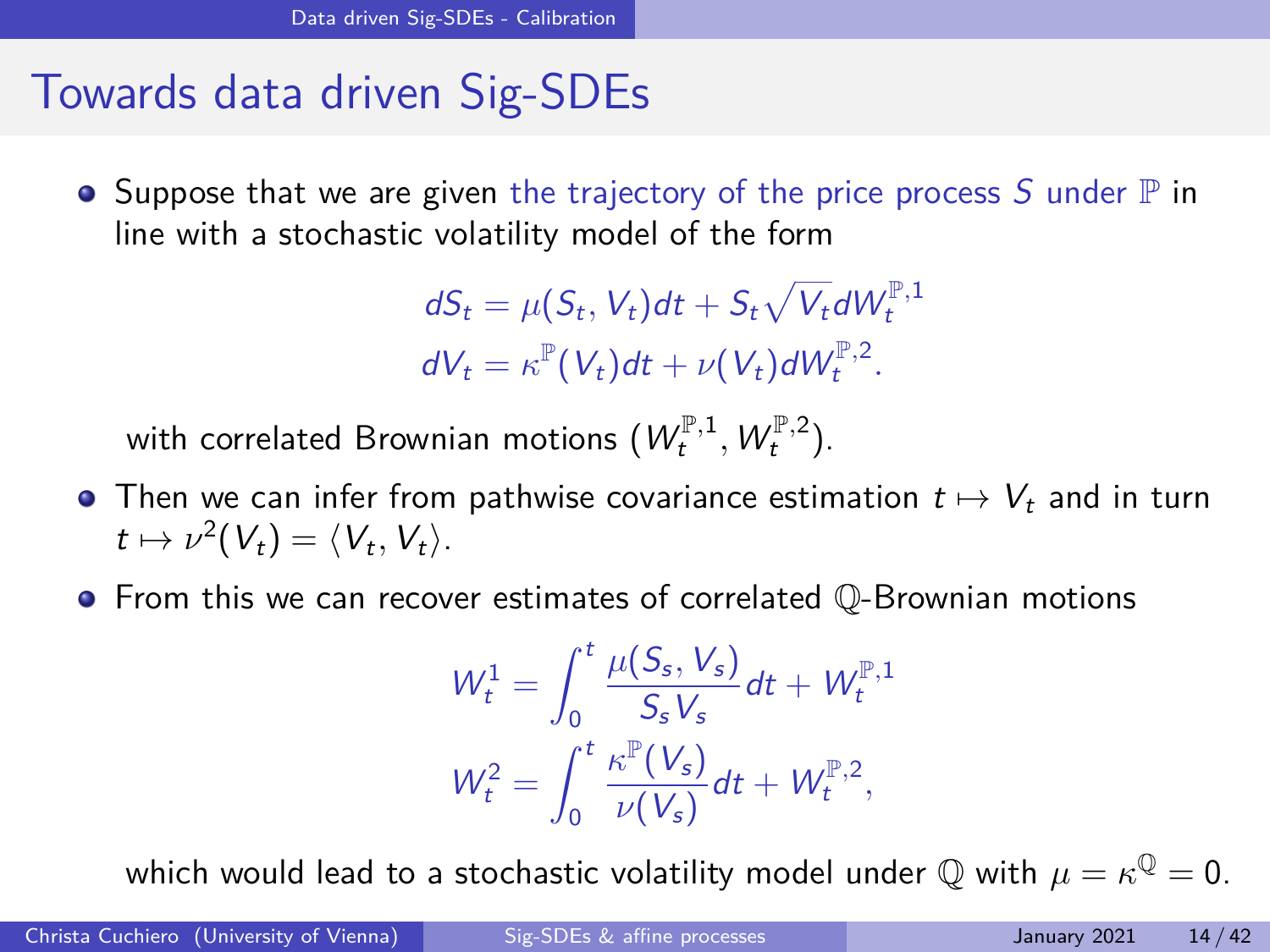# Towards data driven Sig-SDEs

- Suppose that we are given the trajectory of the price process $S$ under $\mathbb{P}$ in line with a stochastic volatility model of the form

$$dS_t = \mu(S_t, V_t)dt + S_t\sqrt{V_t}dW_t^{\mathbb{P},1}$$
$$dV_t = \kappa^{\mathbb{P}}(V_t)dt + \nu(V_t)dW_t^{\mathbb{P},2}.$$

with correlated Brownian motions $(W_t^{\mathbb{P},1}, W_t^{\mathbb{P},2})$.

- Then we can infer from pathwise covariance estimation $t \mapsto V_t$ and in turn $t \mapsto \nu^2(V_t) = \langle V_t, V_t \rangle$.
- From this we can recover estimates of correlated $\mathbb{Q}$-Brownian motions

$$W_t^1 = \int_0^t \frac{\mu(S_s, V_s)}{S_s V_s} dt + W_t^{\mathbb{P},1}$$
$$W_t^2 = \int_0^t \frac{\kappa^{\mathbb{P}}(V_s)}{\nu(V_s)} dt + W_t^{\mathbb{P},2},$$

which would lead to a stochastic volatility model under $\mathbb{Q}$ with $\mu = \kappa^{\mathbb{Q}} = 0$.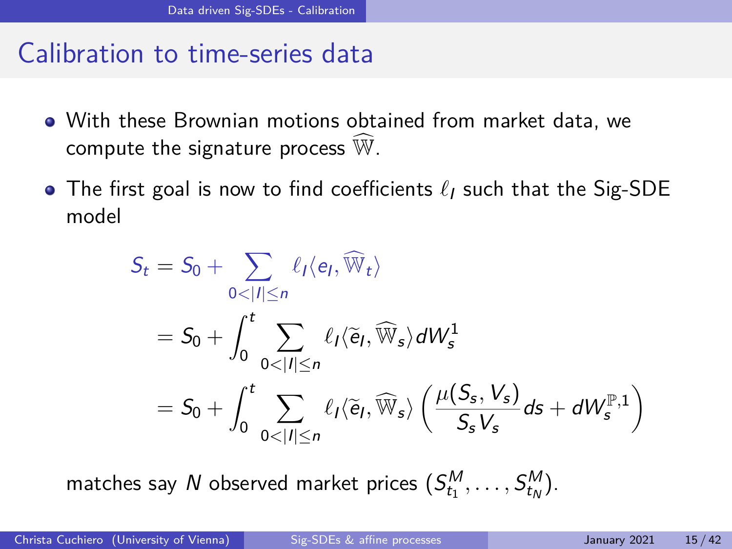## Calibration to time-series data

- With these Brownian motions obtained from market data, we compute the signature process $\widehat{\mathbb{W}}$.
- The first goal is now to find coefficients $\ell_I$ such that the Sig-SDE model

$$
\begin{aligned}
S_t &= S_0 + \sum_{0<|I|\leq n} \ell_I \langle e_I, \widehat{\mathbb{W}}_t \rangle \\
&= S_0 + \int_0^t \sum_{0<|I|\leq n} \ell_I \langle \widetilde{e}_I, \widehat{\mathbb{W}}_s \rangle dW_s^1 \\
&= S_0 + \int_0^t \sum_{0<|I|\leq n} \ell_I \langle \widetilde{e}_I, \widehat{\mathbb{W}}_s \rangle \left( \frac{\mu(S_s, V_s)}{S_s V_s} ds + dW_s^{\mathbb{P},1} \right)
\end{aligned}
$$

matches say $N$ observed market prices $(S_{t_1}^M, \dots, S_{t_N}^M)$.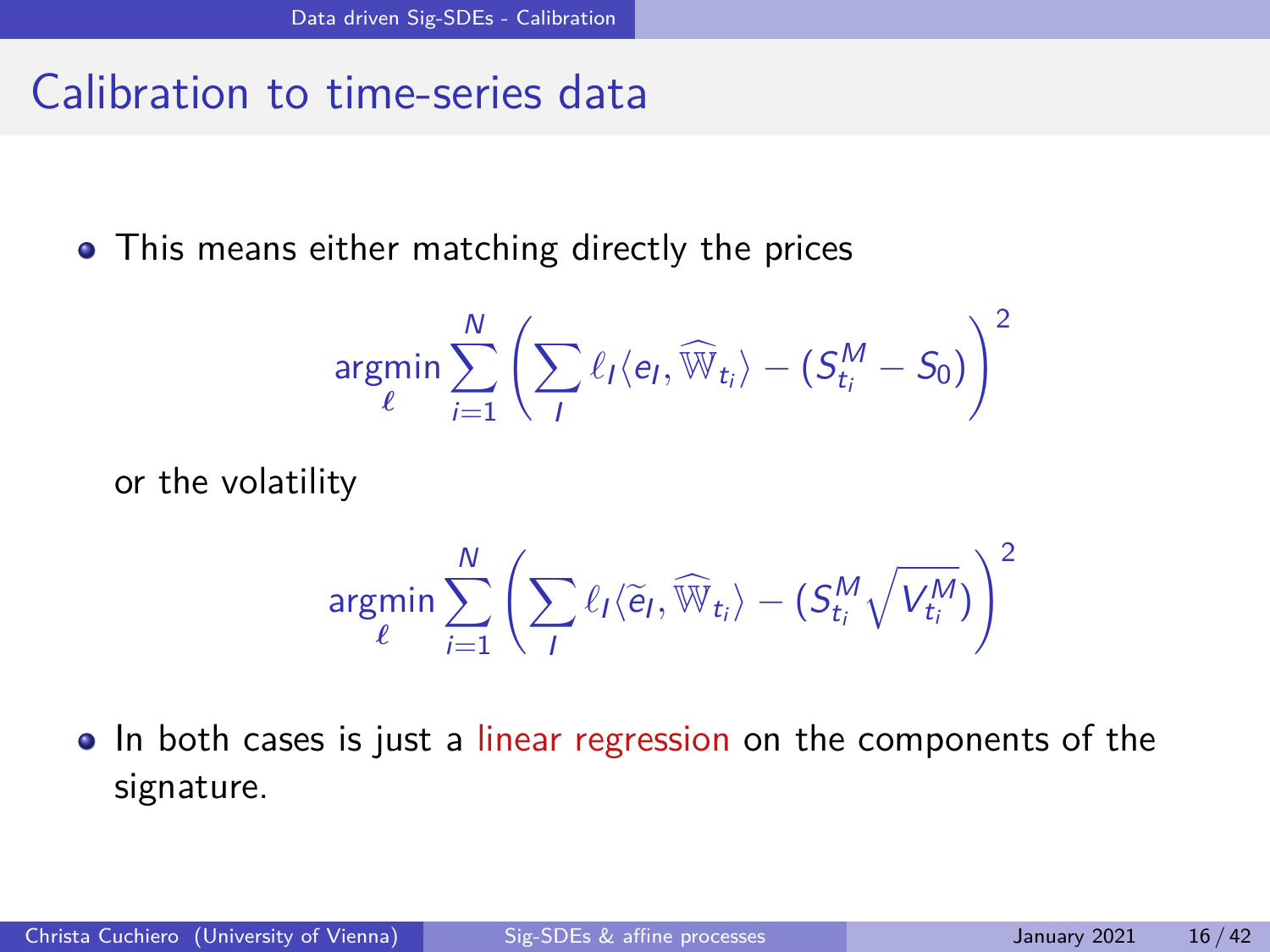## Calibration to time-series data

- This means either matching directly the prices

$$\underset{\ell}{\operatorname{argmin}} \sum_{i=1}^{N} \left( \sum_{I} \ell_I \langle e_I, \widehat{\mathbb{W}}_{t_i} \rangle - (S_{t_i}^M - S_0) \right)^2$$

  or the volatility

$$\underset{\ell}{\operatorname{argmin}} \sum_{i=1}^{N} \left( \sum_{I} \ell_I \langle \widetilde{e}_I, \widehat{\mathbb{W}}_{t_i} \rangle - (S_{t_i}^M \sqrt{V_{t_i}^M}) \right)^2$$

- In both cases is just a linear regression on the components of the signature.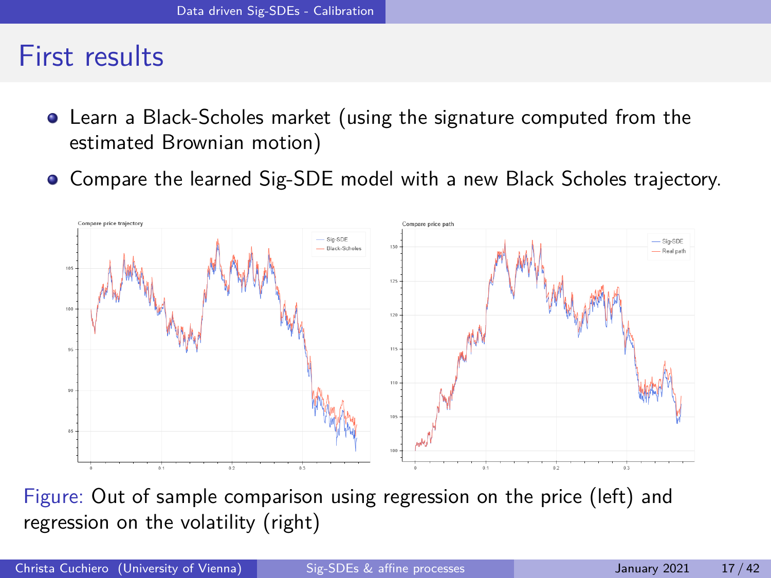# First results

- Learn a Black-Scholes market (using the signature computed from the estimated Brownian motion)
- Compare the learned Sig-SDE model with a new Black Scholes trajectory.

Figure: Out of sample comparison using regression on the price (left) and regression on the volatility (right)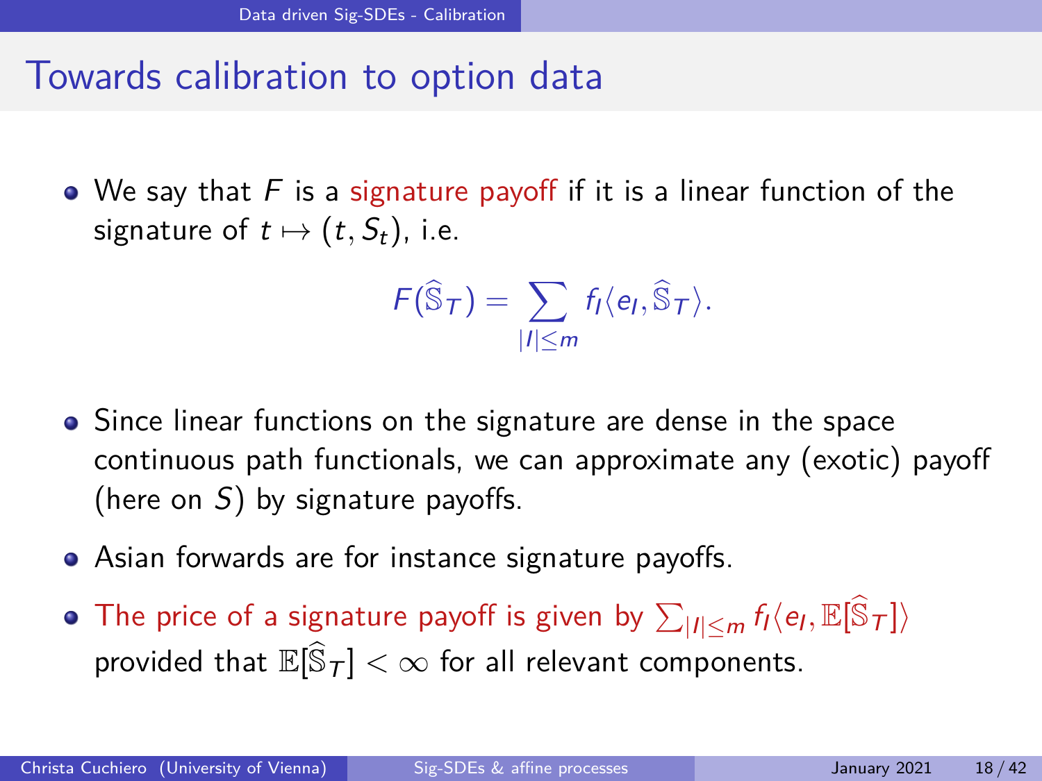# Towards calibration to option data

- We say that $F$ is a signature payoff if it is a linear function of the signature of $t \mapsto (t, S_t)$, i.e.

$$F(\widehat{\mathbb{S}}_T) = \sum_{|I| \leq m} f_I \langle e_I, \widehat{\mathbb{S}}_T \rangle.$$

- Since linear functions on the signature are dense in the space continuous path functionals, we can approximate any (exotic) payoff (here on $S$) by signature payoffs.
- Asian forwards are for instance signature payoffs.
- The price of a signature payoff is given by $\sum_{|I| \leq m} f_I \langle e_I, \mathbb{E}[\widehat{\mathbb{S}}_T] \rangle$ provided that $\mathbb{E}[\widehat{\mathbb{S}}_T] < \infty$ for all relevant components.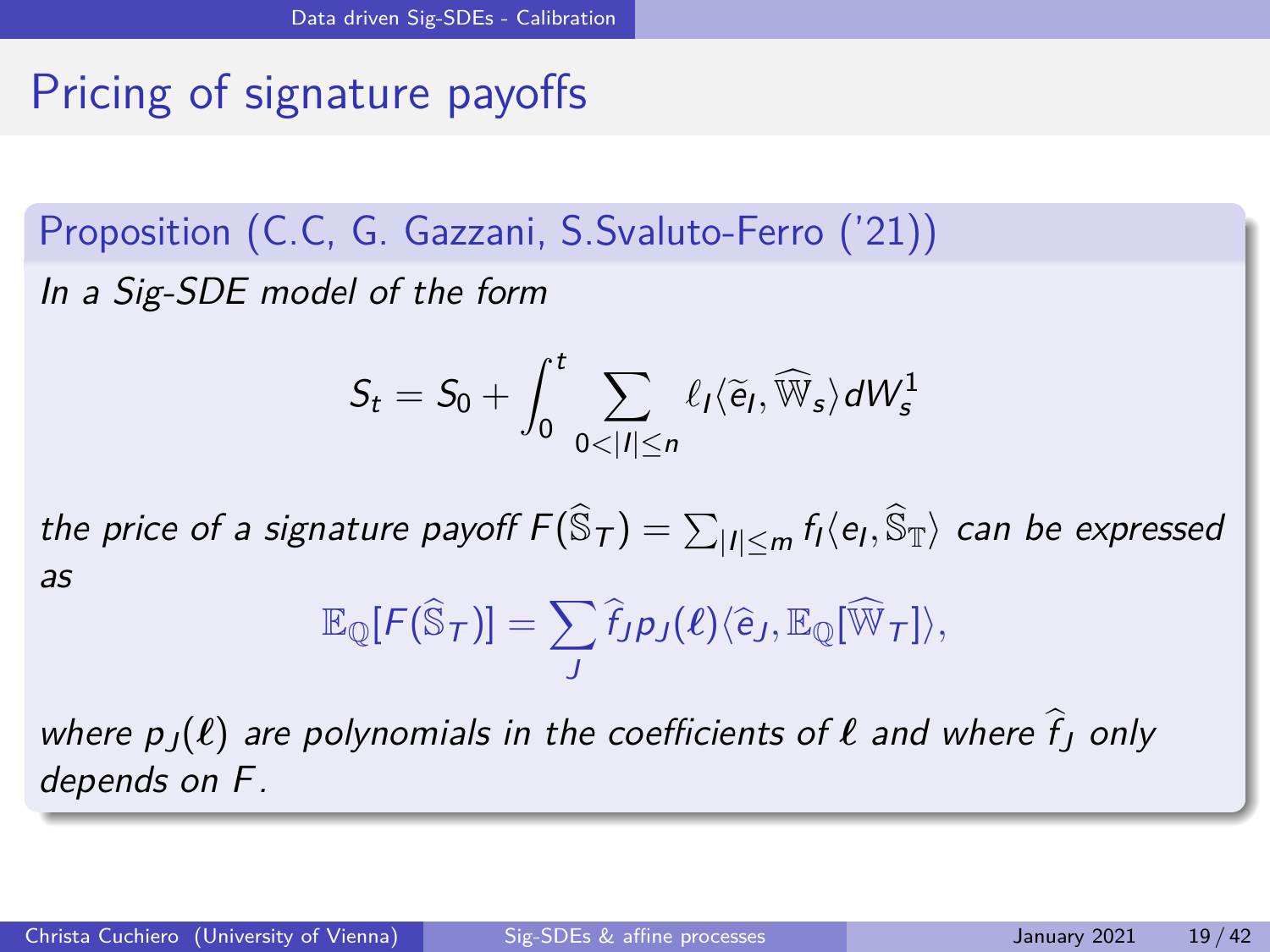# Pricing of signature payoffs

**Proposition (C.C, G. Gazzani, S.Svaluto-Ferro ('21))**

*In a Sig-SDE model of the form*

$$S_t = S_0 + \int_0^t \sum_{0<|I|\leq n} \ell_I \langle \widetilde{e}_I, \widehat{\mathbb{W}}_s \rangle dW_s^1$$

*the price of a signature payoff* $F(\widehat{\mathbb{S}}_T) = \sum_{|I|\leq m} f_I \langle e_I, \widehat{\mathbb{S}}_{\mathbb{T}} \rangle$ *can be expressed as*

$$\mathbb{E}_{\mathbb{Q}}[F(\widehat{\mathbb{S}}_T)] = \sum_J \widehat{f}_J p_J(\boldsymbol{\ell}) \langle \widehat{e}_J, \mathbb{E}_{\mathbb{Q}}[\widehat{\mathbb{W}}_T] \rangle,$$

*where* $p_J(\boldsymbol{\ell})$ *are polynomials in the coefficients of* $\boldsymbol{\ell}$ *and where* $\widehat{f}_J$ *only depends on* $F$.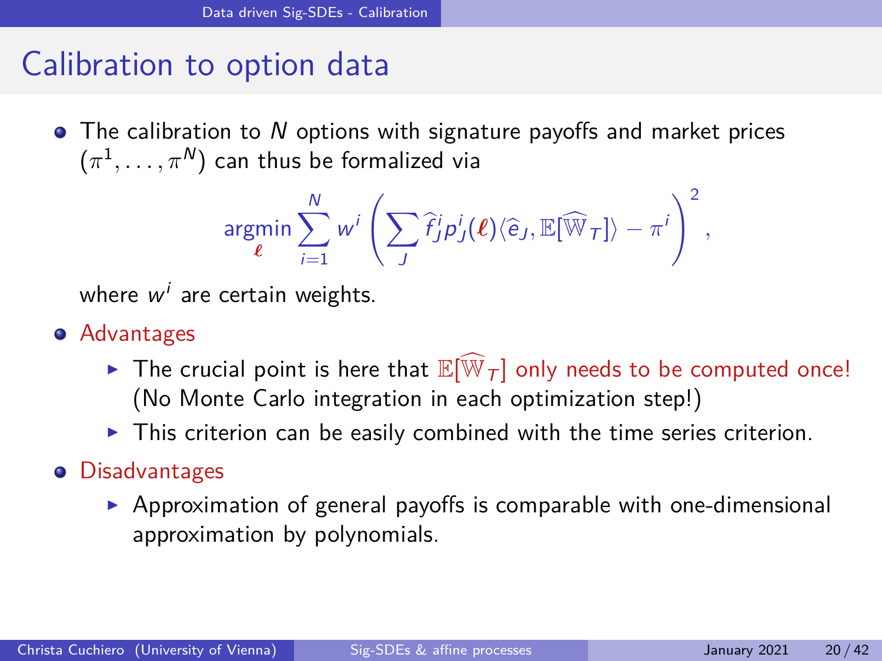## Calibration to option data

- The calibration to $N$ options with signature payoffs and market prices $(\pi^1, \ldots, \pi^N)$ can thus be formalized via

$$\operatorname*{argmin}_{\boldsymbol{\ell}} \sum_{i=1}^{N} w^i \left( \sum_J \widehat{f}^i_J p^i_J(\boldsymbol{\ell}) \langle \widehat{e}_J, \mathbb{E}[\widehat{\mathbb{W}}_T] \rangle - \pi^i \right)^2,$$

  where $w^i$ are certain weights.

- Advantages
  - The crucial point is here that $\mathbb{E}[\widehat{\mathbb{W}}_T]$ only needs to be computed once! (No Monte Carlo integration in each optimization step!)
  - This criterion can be easily combined with the time series criterion.

- Disadvantages
  - Approximation of general payoffs is comparable with one-dimensional approximation by polynomials.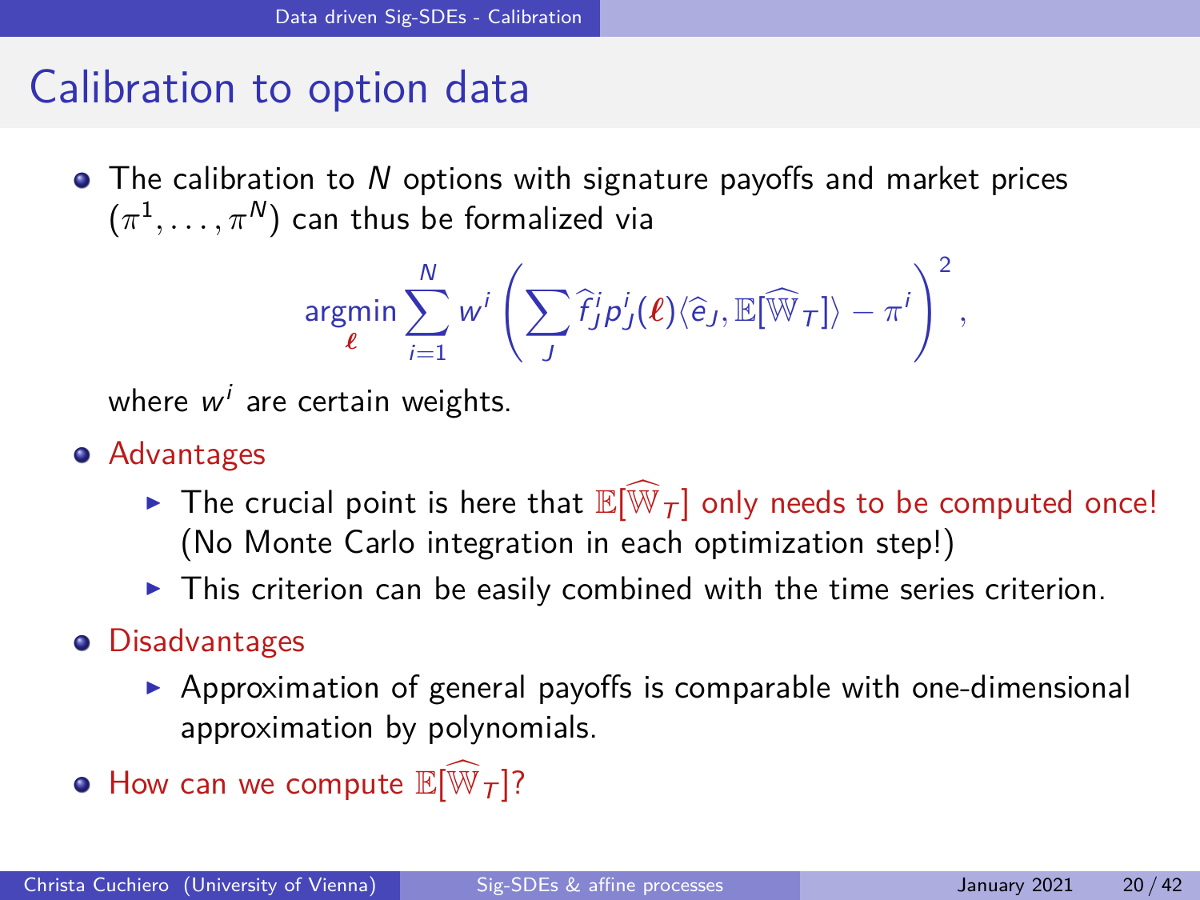# Calibration to option data

- The calibration to $N$ options with signature payoffs and market prices $(\pi^1, \dots, \pi^N)$ can thus be formalized via

$$\operatorname*{argmin}_{\boldsymbol{\ell}} \sum_{i=1}^{N} w^i \left( \sum_J \widehat{f}^i_J p^i_J(\boldsymbol{\ell}) \langle \widehat{e}_J, \mathbb{E}[\widehat{\mathbb{W}}_T] \rangle - \pi^i \right)^2,$$

  where $w^i$ are certain weights.

- Advantages
  - The crucial point is here that $\mathbb{E}[\widehat{\mathbb{W}}_T]$ only needs to be computed once! (No Monte Carlo integration in each optimization step!)
  - This criterion can be easily combined with the time series criterion.
- Disadvantages
  - Approximation of general payoffs is comparable with one-dimensional approximation by polynomials.
- How can we compute $\mathbb{E}[\widehat{\mathbb{W}}_T]$?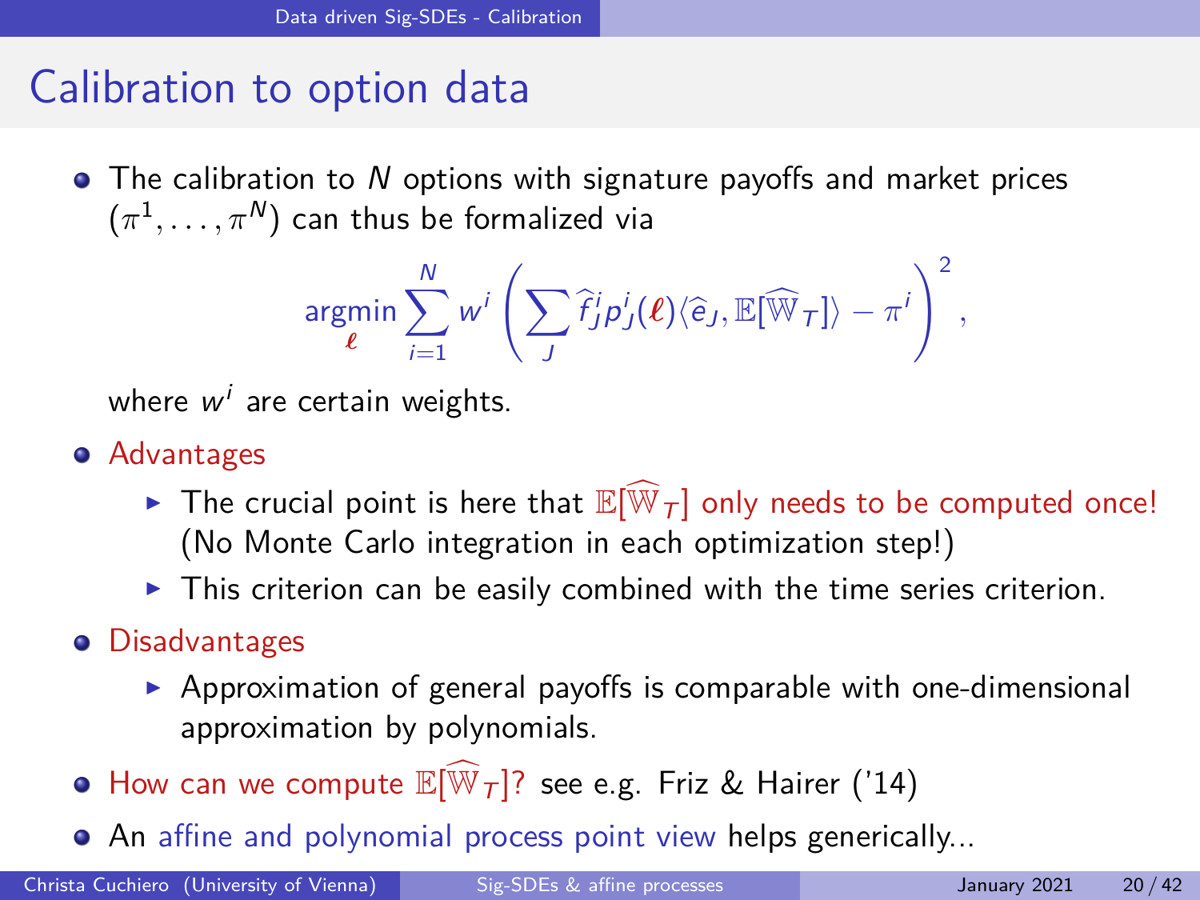# Calibration to option data

- The calibration to $N$ options with signature payoffs and market prices $(\pi^1, \dots, \pi^N)$ can thus be formalized via

$$\underset{\boldsymbol{\ell}}{\operatorname{argmin}} \sum_{i=1}^{N} w^i \left( \sum_J \widehat{f}_J^i p_J^i(\boldsymbol{\ell}) \langle \widehat{e}_J, \mathbb{E}[\widehat{\mathbb{W}}_T] \rangle - \pi^i \right)^2,$$

  where $w^i$ are certain weights.

- Advantages
  - The crucial point is here that $\mathbb{E}[\widehat{\mathbb{W}}_T]$ only needs to be computed once! (No Monte Carlo integration in each optimization step!)
  - This criterion can be easily combined with the time series criterion.
- Disadvantages
  - Approximation of general payoffs is comparable with one-dimensional approximation by polynomials.
- How can we compute $\mathbb{E}[\widehat{\mathbb{W}}_T]$? see e.g. Friz & Hairer ('14)
- An affine and polynomial process point view helps generically...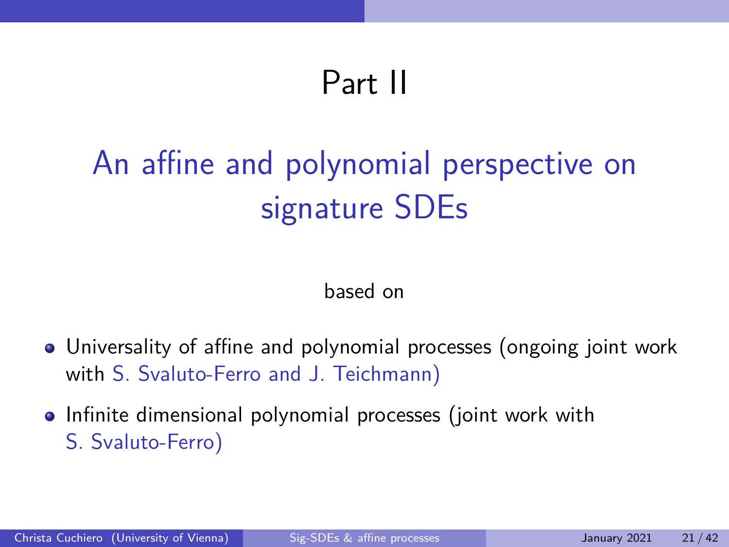# Part II

## An affine and polynomial perspective on signature SDEs

based on

- Universality of affine and polynomial processes (ongoing joint work with S. Svaluto-Ferro and J. Teichmann)
- Infinite dimensional polynomial processes (joint work with S. Svaluto-Ferro)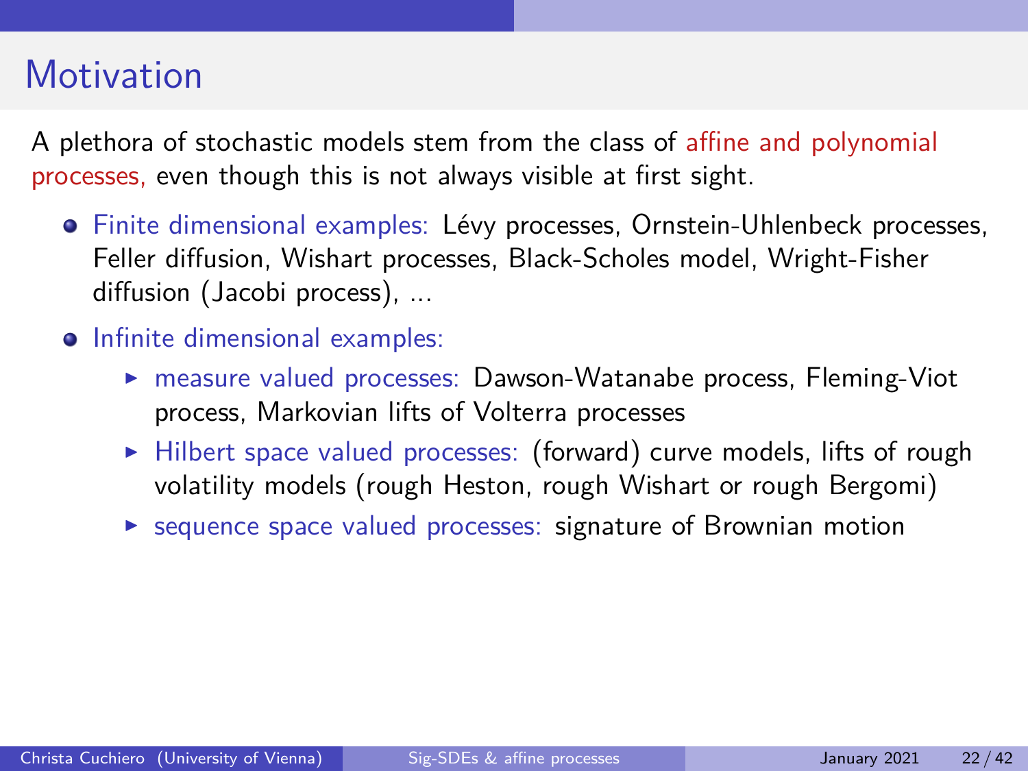# Motivation

A plethora of stochastic models stem from the class of affine and polynomial processes, even though this is not always visible at first sight.

- Finite dimensional examples: Lévy processes, Ornstein-Uhlenbeck processes, Feller diffusion, Wishart processes, Black-Scholes model, Wright-Fisher diffusion (Jacobi process), ...
- Infinite dimensional examples:
  - measure valued processes: Dawson-Watanabe process, Fleming-Viot process, Markovian lifts of Volterra processes
  - Hilbert space valued processes: (forward) curve models, lifts of rough volatility models (rough Heston, rough Wishart or rough Bergomi)
  - sequence space valued processes: signature of Brownian motion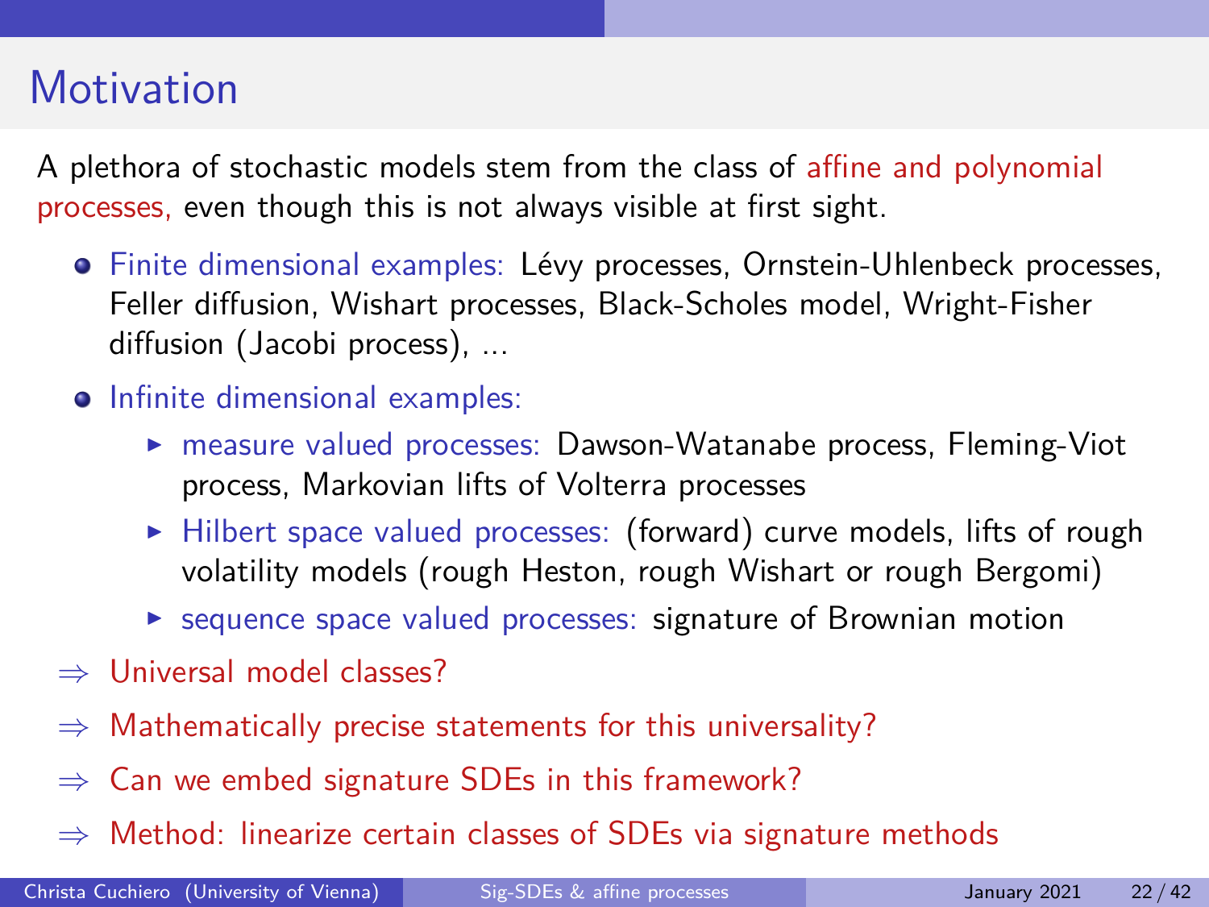# Motivation

A plethora of stochastic models stem from the class of affine and polynomial processes, even though this is not always visible at first sight.

- Finite dimensional examples: Lévy processes, Ornstein-Uhlenbeck processes, Feller diffusion, Wishart processes, Black-Scholes model, Wright-Fisher diffusion (Jacobi process), ...
- Infinite dimensional examples:
  - measure valued processes: Dawson-Watanabe process, Fleming-Viot process, Markovian lifts of Volterra processes
  - Hilbert space valued processes: (forward) curve models, lifts of rough volatility models (rough Heston, rough Wishart or rough Bergomi)
  - sequence space valued processes: signature of Brownian motion

$\Rightarrow$ Universal model classes?

$\Rightarrow$ Mathematically precise statements for this universality?

$\Rightarrow$ Can we embed signature SDEs in this framework?

$\Rightarrow$ Method: linearize certain classes of SDEs via signature methods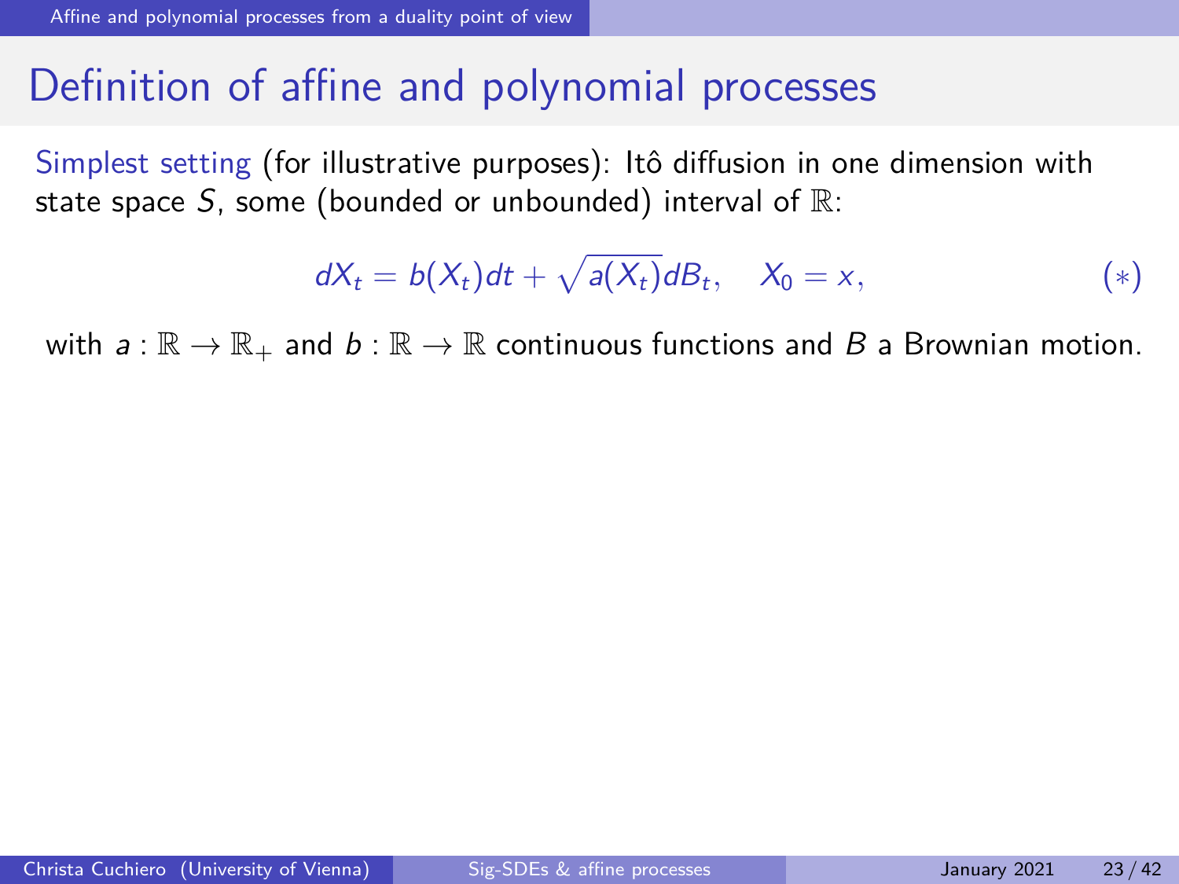# Definition of affine and polynomial processes

Simplest setting (for illustrative purposes): Itô diffusion in one dimension with state space $S$, some (bounded or unbounded) interval of $\mathbb{R}$:

$$dX_t = b(X_t)dt + \sqrt{a(X_t)}dB_t, \quad X_0 = x, \qquad (*)$$

with $a : \mathbb{R} \to \mathbb{R}_+$ and $b : \mathbb{R} \to \mathbb{R}$ continuous functions and $B$ a Brownian motion.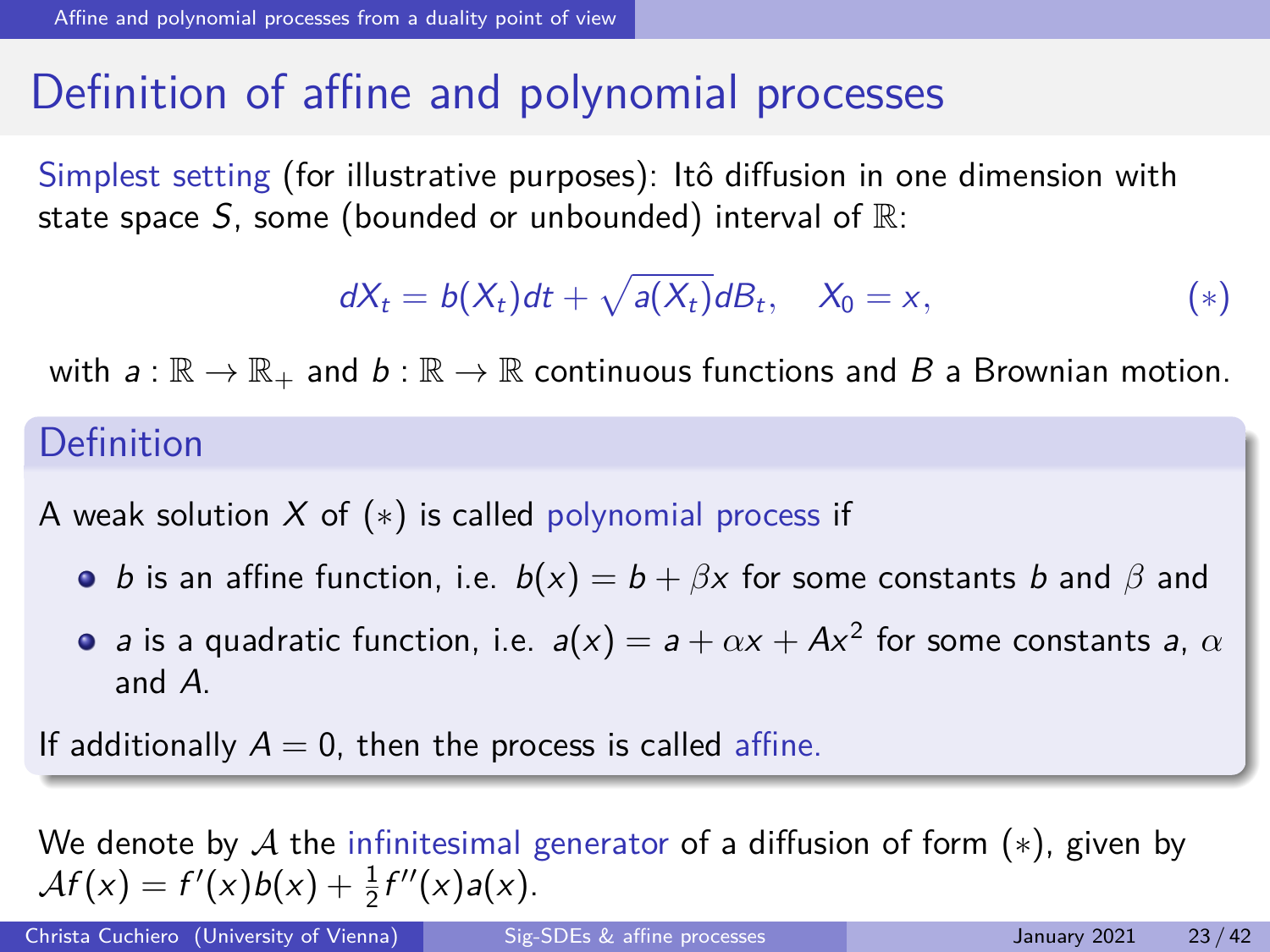# Definition of affine and polynomial processes

Simplest setting (for illustrative purposes): Itô diffusion in one dimension with state space $S$, some (bounded or unbounded) interval of $\mathbb{R}$:

$$dX_t = b(X_t)dt + \sqrt{a(X_t)}dB_t, \quad X_0 = x, \tag{$*$}$$

with $a : \mathbb{R} \to \mathbb{R}_+$ and $b : \mathbb{R} \to \mathbb{R}$ continuous functions and $B$ a Brownian motion.

## Definition

A weak solution $X$ of $(*)$ is called polynomial process if

- $b$ is an affine function, i.e. $b(x) = b + \beta x$ for some constants $b$ and $\beta$ and
- $a$ is a quadratic function, i.e. $a(x) = a + \alpha x + Ax^2$ for some constants $a$, $\alpha$ and $A$.

If additionally $A = 0$, then the process is called affine.

We denote by $\mathcal{A}$ the infinitesimal generator of a diffusion of form $(*)$, given by $\mathcal{A}f(x) = f'(x)b(x) + \frac{1}{2}f''(x)a(x)$.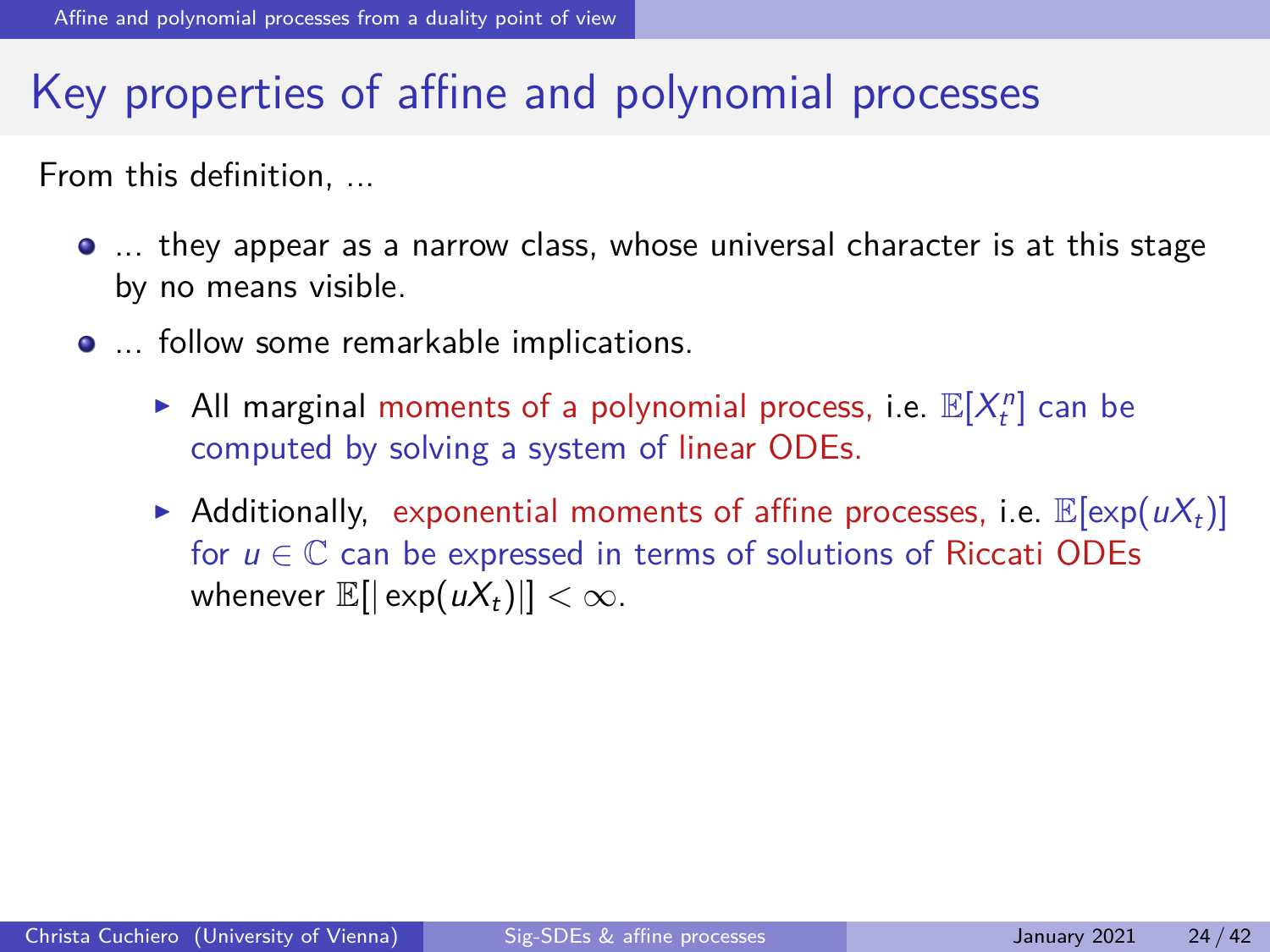# Key properties of affine and polynomial processes

From this definition, ...

- ... they appear as a narrow class, whose universal character is at this stage by no means visible.
- ... follow some remarkable implications.
  - All marginal moments of a polynomial process, i.e. $\mathbb{E}[X_t^n]$ can be computed by solving a system of linear ODEs.
  - Additionally, exponential moments of affine processes, i.e. $\mathbb{E}[\exp(uX_t)]$ for $u \in \mathbb{C}$ can be expressed in terms of solutions of Riccati ODEs whenever $\mathbb{E}[|\exp(uX_t)|] < \infty$.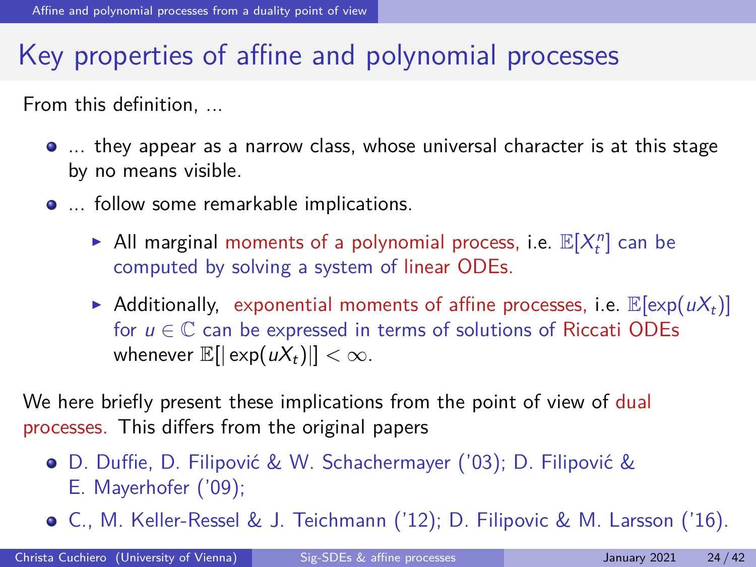# Key properties of affine and polynomial processes

From this definition, ...

- ... they appear as a narrow class, whose universal character is at this stage by no means visible.
- ... follow some remarkable implications.
  - All marginal moments of a polynomial process, i.e. $\mathbb{E}[X_t^n]$ can be computed by solving a system of linear ODEs.
  - Additionally, exponential moments of affine processes, i.e. $\mathbb{E}[\exp(uX_t)]$ for $u \in \mathbb{C}$ can be expressed in terms of solutions of Riccati ODEs whenever $\mathbb{E}[|\exp(uX_t)|] < \infty$.

We here briefly present these implications from the point of view of dual processes. This differs from the original papers

- D. Duffie, D. Filipović & W. Schachermayer ('03); D. Filipović & E. Mayerhofer ('09);
- C., M. Keller-Ressel & J. Teichmann ('12); D. Filipovic & M. Larsson ('16).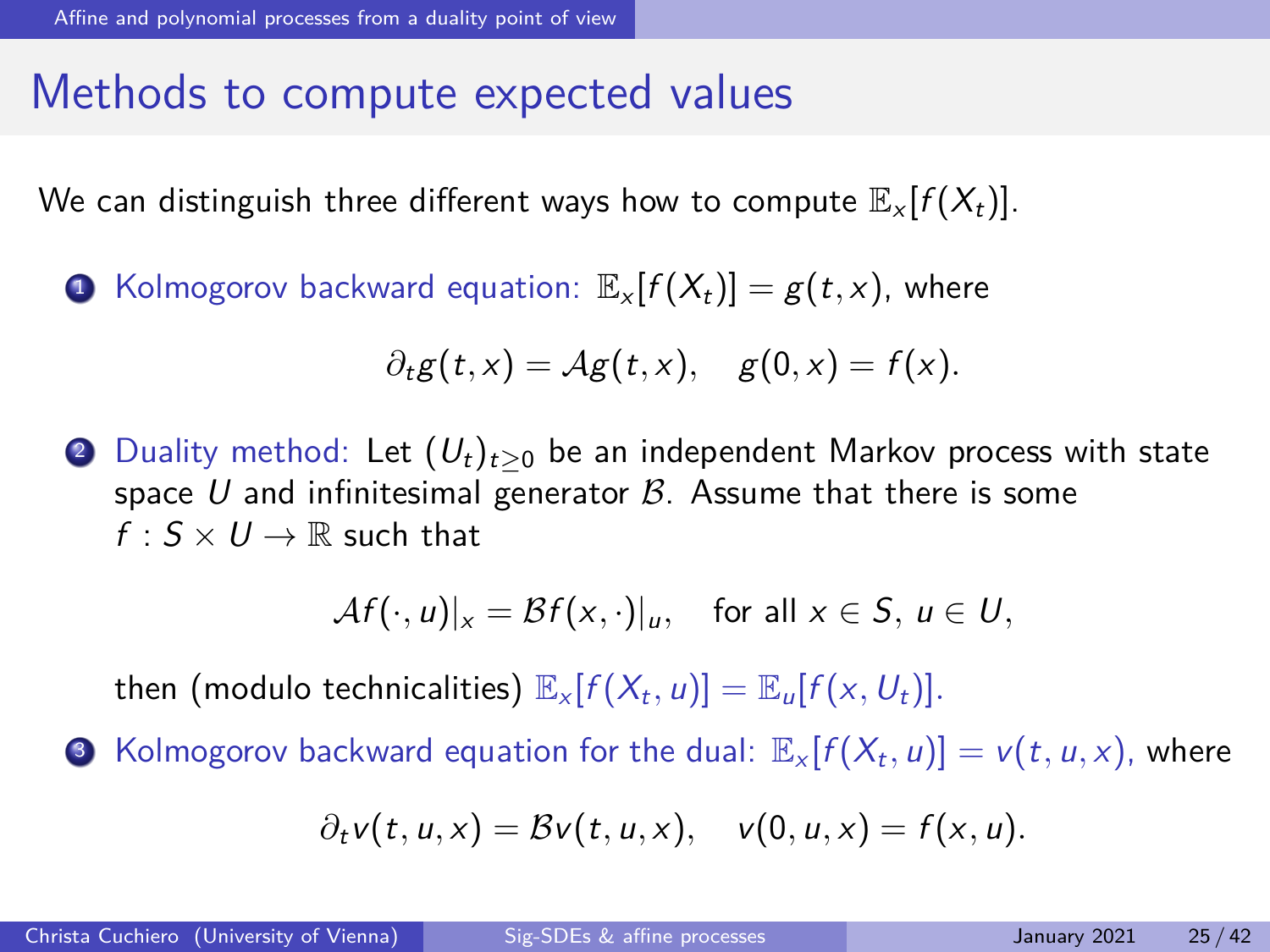# Methods to compute expected values

We can distinguish three different ways how to compute $\mathbb{E}_x[f(X_t)]$.

1. Kolmogorov backward equation: $\mathbb{E}_x[f(X_t)] = g(t,x)$, where

$$\partial_t g(t,x) = \mathcal{A} g(t,x), \quad g(0,x) = f(x).$$

2. Duality method: Let $(U_t)_{t \geq 0}$ be an independent Markov process with state space $U$ and infinitesimal generator $\mathcal{B}$. Assume that there is some $f : S \times U \to \mathbb{R}$ such that

$$\mathcal{A} f(\cdot, u)|_x = \mathcal{B} f(x, \cdot)|_u, \quad \text{for all } x \in S, \ u \in U,$$

   then (modulo technicalities) $\mathbb{E}_x[f(X_t, u)] = \mathbb{E}_u[f(x, U_t)]$.

3. Kolmogorov backward equation for the dual: $\mathbb{E}_x[f(X_t, u)] = v(t, u, x)$, where

$$\partial_t v(t, u, x) = \mathcal{B} v(t, u, x), \quad v(0, u, x) = f(x, u).$$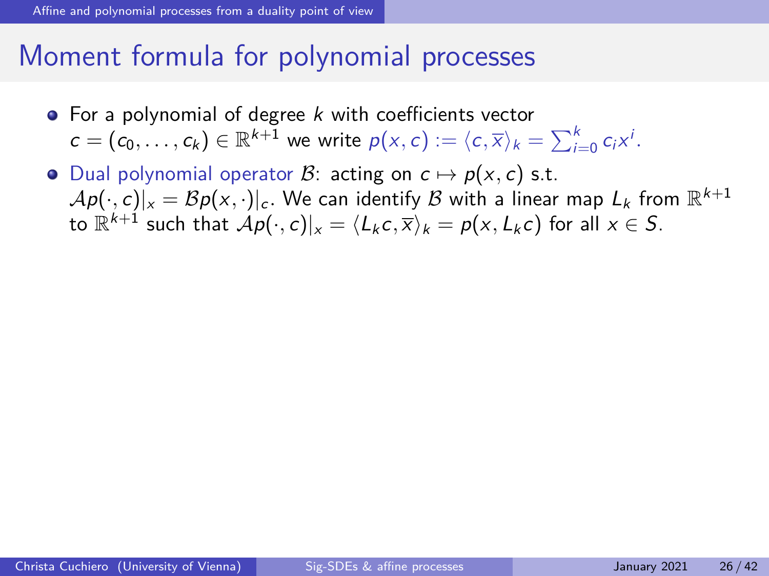# Moment formula for polynomial processes

- For a polynomial of degree $k$ with coefficients vector $c = (c_0, \ldots, c_k) \in \mathbb{R}^{k+1}$ we write $p(x, c) := \langle c, \overline{x} \rangle_k = \sum_{i=0}^{k} c_i x^i$.
- Dual polynomial operator $\mathcal{B}$: acting on $c \mapsto p(x, c)$ s.t. $\mathcal{A}p(\cdot, c)|_x = \mathcal{B}p(x, \cdot)|_c$. We can identify $\mathcal{B}$ with a linear map $L_k$ from $\mathbb{R}^{k+1}$ to $\mathbb{R}^{k+1}$ such that $\mathcal{A}p(\cdot, c)|_x = \langle L_k c, \overline{x} \rangle_k = p(x, L_k c)$ for all $x \in S$.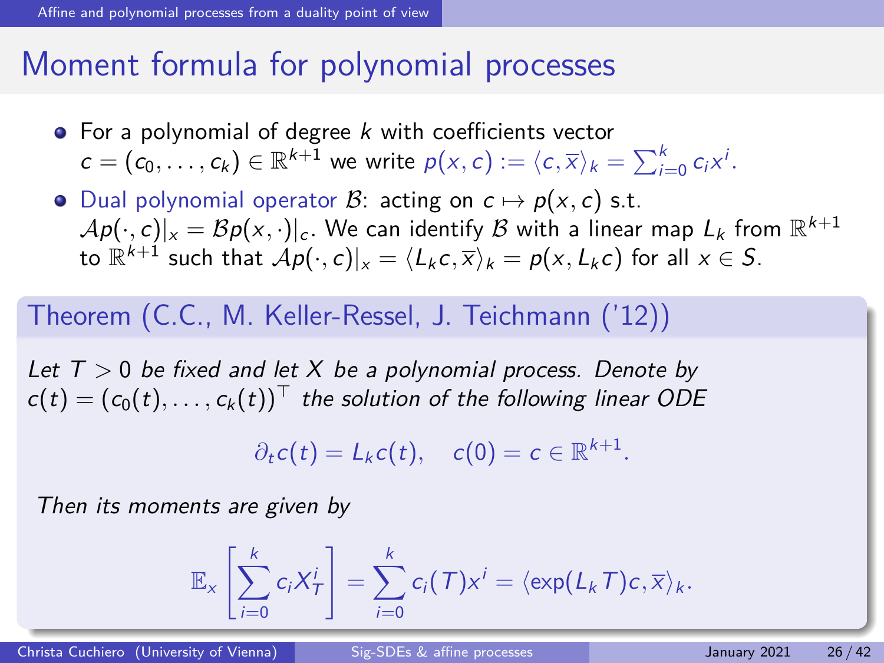# Moment formula for polynomial processes

- For a polynomial of degree $k$ with coefficients vector $c = (c_0, \ldots, c_k) \in \mathbb{R}^{k+1}$ we write $p(x, c) := \langle c, \overline{x} \rangle_k = \sum_{i=0}^{k} c_i x^i$.
- Dual polynomial operator $\mathcal{B}$: acting on $c \mapsto p(x, c)$ s.t. $\mathcal{A}p(\cdot, c)|_x = \mathcal{B}p(x, \cdot)|_c$. We can identify $\mathcal{B}$ with a linear map $L_k$ from $\mathbb{R}^{k+1}$ to $\mathbb{R}^{k+1}$ such that $\mathcal{A}p(\cdot, c)|_x = \langle L_k c, \overline{x} \rangle_k = p(x, L_k c)$ for all $x \in S$.

**Theorem (C.C., M. Keller-Ressel, J. Teichmann ('12))**

*Let $T > 0$ be fixed and let $X$ be a polynomial process. Denote by $c(t) = (c_0(t), \ldots, c_k(t))^\top$ the solution of the following linear ODE*

$$\partial_t c(t) = L_k c(t), \quad c(0) = c \in \mathbb{R}^{k+1}.$$

*Then its moments are given by*

$$\mathbb{E}_x \left[ \sum_{i=0}^{k} c_i X_T^i \right] = \sum_{i=0}^{k} c_i(T) x^i = \langle \exp(L_k T) c, \overline{x} \rangle_k.$$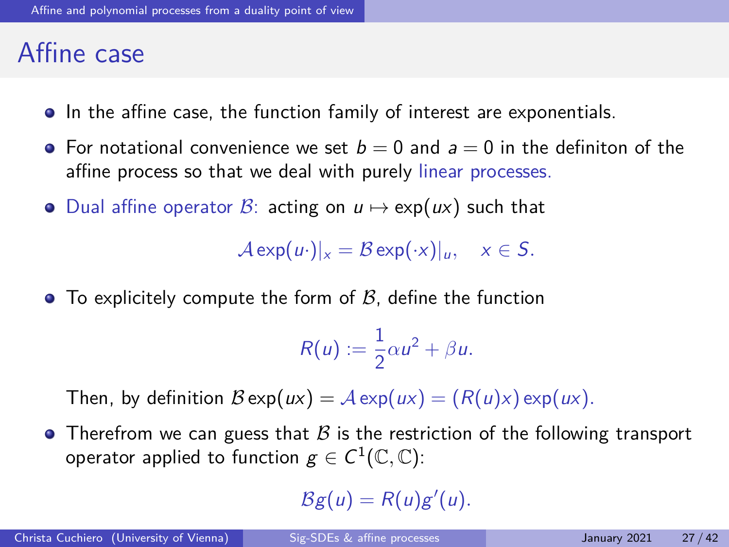# Affine case

- In the affine case, the function family of interest are exponentials.
- For notational convenience we set $b = 0$ and $a = 0$ in the definiton of the affine process so that we deal with purely linear processes.
- Dual affine operator $\mathcal{B}$: acting on $u \mapsto \exp(ux)$ such that

$$\mathcal{A}\exp(u\cdot)|_x = \mathcal{B}\exp(\cdot x)|_u, \quad x \in S.$$

- To explicitely compute the form of $\mathcal{B}$, define the function

$$R(u) := \frac{1}{2}\alpha u^2 + \beta u.$$

  Then, by definition $\mathcal{B}\exp(ux) = \mathcal{A}\exp(ux) = (R(u)x)\exp(ux)$.

- Therefrom we can guess that $\mathcal{B}$ is the restriction of the following transport operator applied to function $g \in C^1(\mathbb{C}, \mathbb{C})$:

$$\mathcal{B}g(u) = R(u)g'(u).$$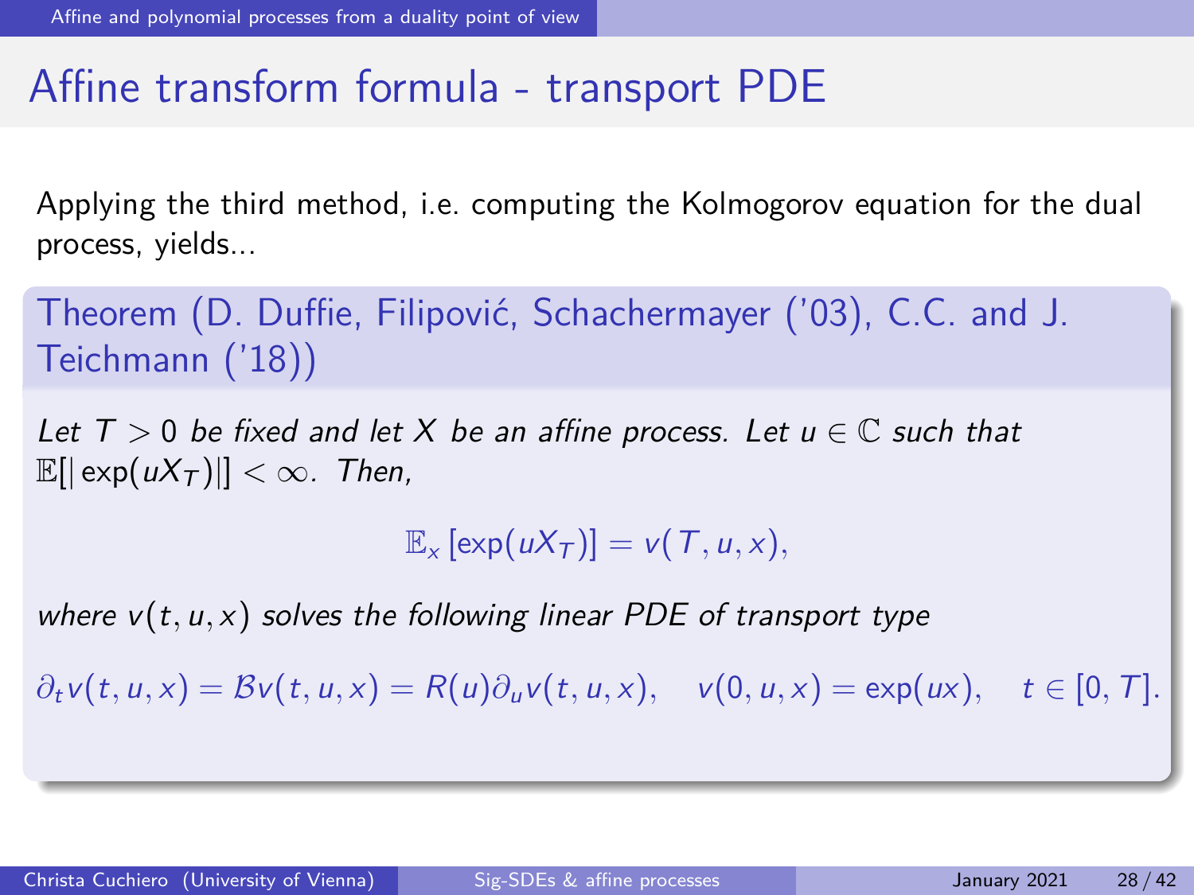## Affine transform formula - transport PDE

Applying the third method, i.e. computing the Kolmogorov equation for the dual process, yields...

**Theorem (D. Duffie, Filipović, Schachermayer ('03), C.C. and J. Teichmann ('18))**

*Let $T > 0$ be fixed and let $X$ be an affine process. Let $u \in \mathbb{C}$ such that $\mathbb{E}[|\exp(uX_T)|] < \infty$. Then,*

$$\mathbb{E}_x\left[\exp(uX_T)\right] = v(T, u, x),$$

*where $v(t, u, x)$ solves the following linear PDE of transport type*

$$\partial_t v(t, u, x) = \mathcal{B}v(t, u, x) = R(u)\partial_u v(t, u, x), \quad v(0, u, x) = \exp(ux), \quad t \in [0, T].$$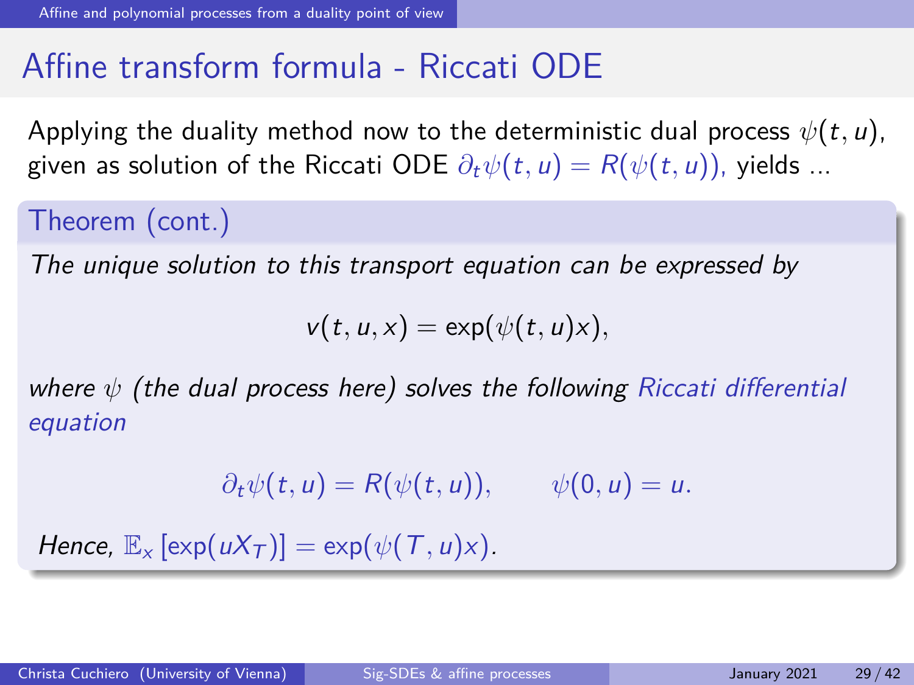# Affine transform formula - Riccati ODE

Applying the duality method now to the deterministic dual process $\psi(t, u)$, given as solution of the Riccati ODE $\partial_t \psi(t, u) = R(\psi(t, u))$, yields ...

**Theorem (cont.)**

*The unique solution to this transport equation can be expressed by*

$$v(t, u, x) = \exp(\psi(t, u)x),$$

*where $\psi$ (the dual process here) solves the following Riccati differential equation*

$$\partial_t \psi(t, u) = R(\psi(t, u)), \qquad \psi(0, u) = u.$$

*Hence, $\mathbb{E}_x [\exp(uX_T)] = \exp(\psi(T, u)x)$.*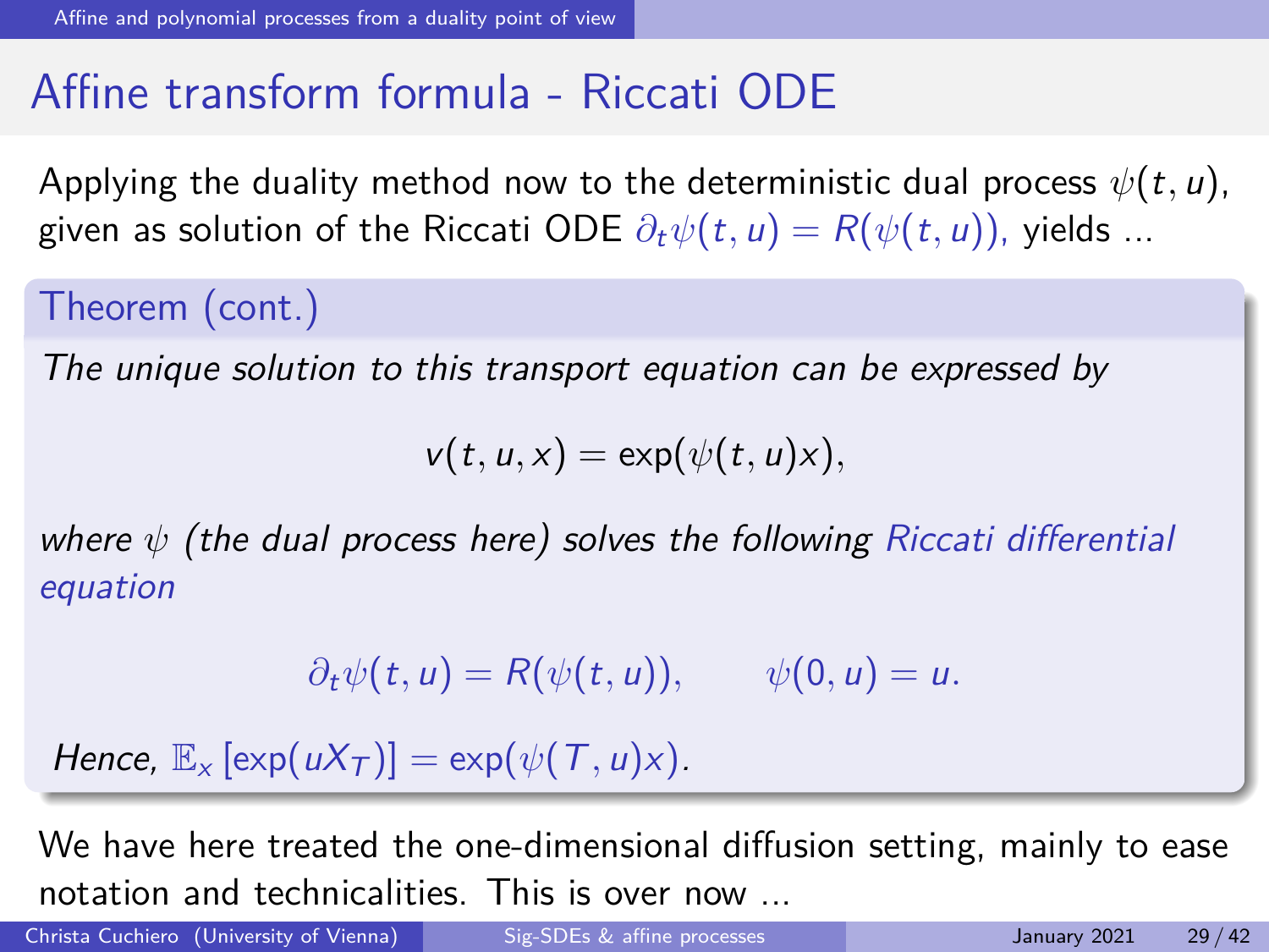# Affine transform formula - Riccati ODE

Applying the duality method now to the deterministic dual process $\psi(t, u)$, given as solution of the Riccati ODE $\partial_t \psi(t, u) = R(\psi(t, u))$, yields ...

**Theorem (cont.)**

*The unique solution to this transport equation can be expressed by*

$$v(t, u, x) = \exp(\psi(t, u)x),$$

*where $\psi$ (the dual process here) solves the following Riccati differential equation*

$$\partial_t \psi(t, u) = R(\psi(t, u)), \qquad \psi(0, u) = u.$$

*Hence, $\mathbb{E}_x [\exp(uX_T)] = \exp(\psi(T, u)x)$.*

We have here treated the one-dimensional diffusion setting, mainly to ease notation and technicalities. This is over now ...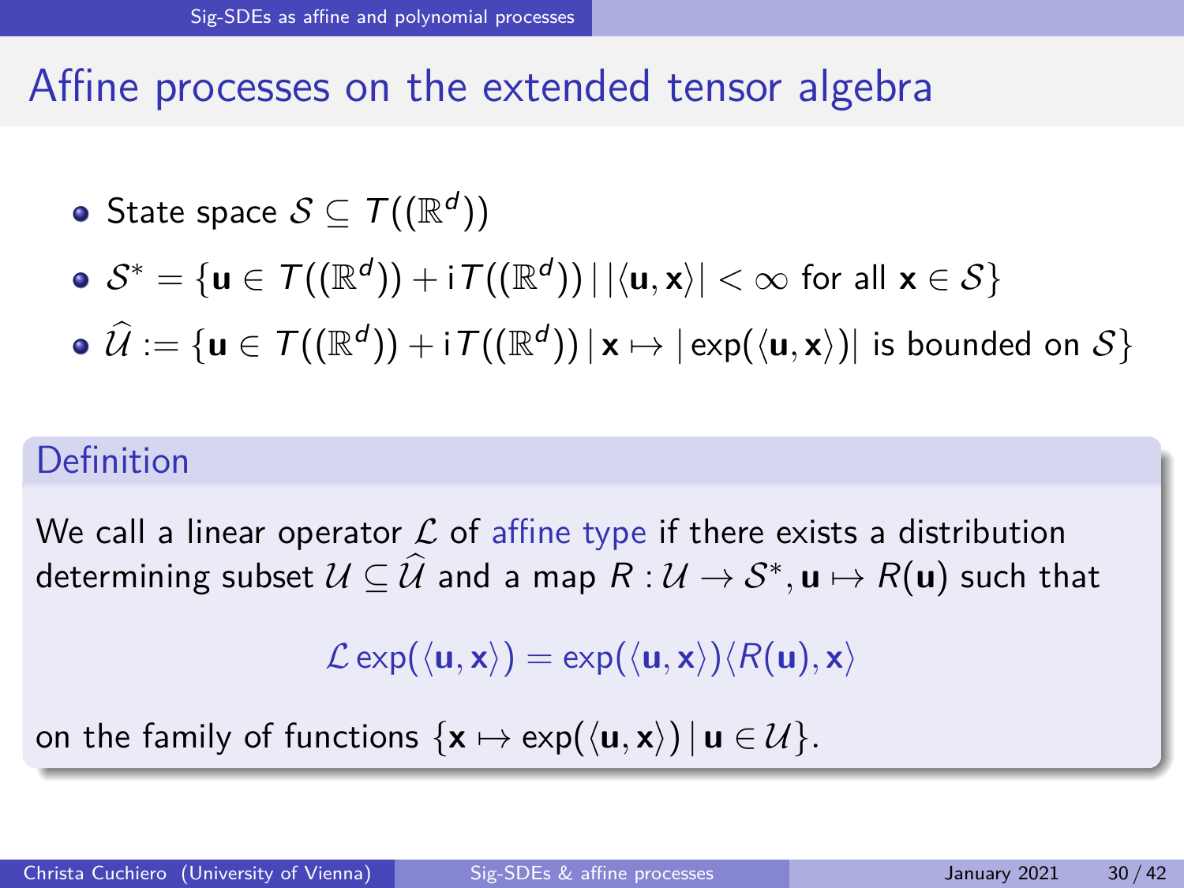# Affine processes on the extended tensor algebra

- State space $\mathcal{S} \subseteq T((\mathbb{R}^d))$
- $\mathcal{S}^* = \{\mathbf{u} \in T((\mathbb{R}^d)) + \mathrm{i}T((\mathbb{R}^d)) \,|\, |\langle \mathbf{u}, \mathbf{x}\rangle| < \infty \text{ for all } \mathbf{x} \in \mathcal{S}\}$
- $\widehat{\mathcal{U}} := \{\mathbf{u} \in T((\mathbb{R}^d)) + \mathrm{i}T((\mathbb{R}^d)) \,|\, \mathbf{x} \mapsto |\exp(\langle \mathbf{u}, \mathbf{x}\rangle)| \text{ is bounded on } \mathcal{S}\}$

**Definition**

We call a linear operator $\mathcal{L}$ of *affine type* if there exists a distribution determining subset $\mathcal{U} \subseteq \widehat{\mathcal{U}}$ and a map $R : \mathcal{U} \to \mathcal{S}^*, \mathbf{u} \mapsto R(\mathbf{u})$ such that

$$\mathcal{L} \exp(\langle \mathbf{u}, \mathbf{x}\rangle) = \exp(\langle \mathbf{u}, \mathbf{x}\rangle)\langle R(\mathbf{u}), \mathbf{x}\rangle$$

on the family of functions $\{\mathbf{x} \mapsto \exp(\langle \mathbf{u}, \mathbf{x}\rangle) \,|\, \mathbf{u} \in \mathcal{U}\}$.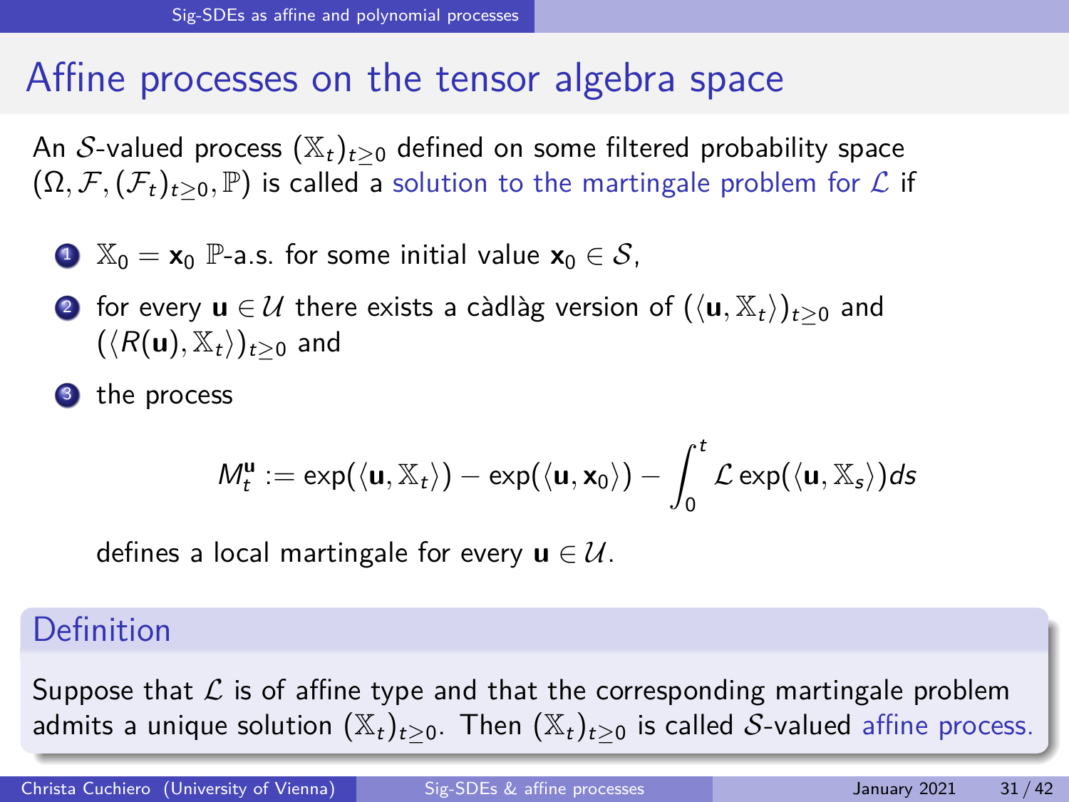# Affine processes on the tensor algebra space

An $\mathcal{S}$-valued process $(\mathbb{X}_t)_{t\geq 0}$ defined on some filtered probability space $(\Omega, \mathcal{F}, (\mathcal{F}_t)_{t\geq 0}, \mathbb{P})$ is called a solution to the martingale problem for $\mathcal{L}$ if

1. $\mathbb{X}_0 = \mathbf{x}_0$ $\mathbb{P}$-a.s. for some initial value $\mathbf{x}_0 \in \mathcal{S}$,
2. for every $\mathbf{u} \in \mathcal{U}$ there exists a càdlàg version of $(\langle \mathbf{u}, \mathbb{X}_t \rangle)_{t\geq 0}$ and $(\langle R(\mathbf{u}), \mathbb{X}_t \rangle)_{t\geq 0}$ and
3. the process

$$M_t^{\mathbf{u}} := \exp(\langle \mathbf{u}, \mathbb{X}_t \rangle) - \exp(\langle \mathbf{u}, \mathbf{x}_0 \rangle) - \int_0^t \mathcal{L} \exp(\langle \mathbf{u}, \mathbb{X}_s \rangle) ds$$

   defines a local martingale for every $\mathbf{u} \in \mathcal{U}$.

## Definition

Suppose that $\mathcal{L}$ is of affine type and that the corresponding martingale problem admits a unique solution $(\mathbb{X}_t)_{t\geq 0}$. Then $(\mathbb{X}_t)_{t\geq 0}$ is called $\mathcal{S}$-valued affine process.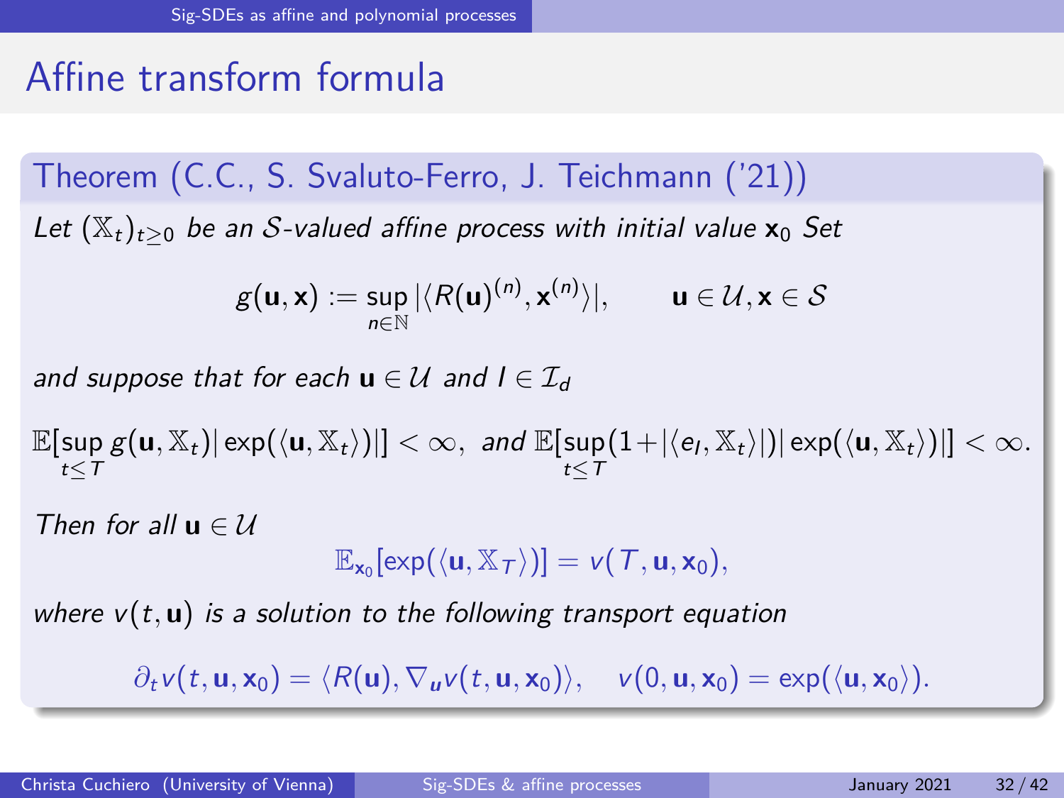# Affine transform formula

**Theorem (C.C., S. Svaluto-Ferro, J. Teichmann ('21))**

*Let $(\mathbb{X}_t)_{t\geq 0}$ be an $\mathcal{S}$-valued affine process with initial value $\mathbf{x}_0$ Set*

$$g(\mathbf{u}, \mathbf{x}) := \sup_{n \in \mathbb{N}} |\langle R(\mathbf{u})^{(n)}, \mathbf{x}^{(n)} \rangle|, \qquad \mathbf{u} \in \mathcal{U}, \mathbf{x} \in \mathcal{S}$$

*and suppose that for each $\mathbf{u} \in \mathcal{U}$ and $I \in \mathcal{I}_d$*

$$\mathbb{E}[\sup_{t \leq T} g(\mathbf{u}, \mathbb{X}_t) |\exp(\langle \mathbf{u}, \mathbb{X}_t \rangle)|] < \infty, \text{ and } \mathbb{E}[\sup_{t \leq T} (1 + |\langle e_I, \mathbb{X}_t \rangle|) |\exp(\langle \mathbf{u}, \mathbb{X}_t \rangle)|] < \infty.$$

*Then for all $\mathbf{u} \in \mathcal{U}$*

$$\mathbb{E}_{\mathbf{x}_0}[\exp(\langle \mathbf{u}, \mathbb{X}_T \rangle)] = v(T, \mathbf{u}, \mathbf{x}_0),$$

*where $v(t, \mathbf{u})$ is a solution to the following transport equation*

$$\partial_t v(t, \mathbf{u}, \mathbf{x}_0) = \langle R(\mathbf{u}), \nabla_{\mathbf{u}} v(t, \mathbf{u}, \mathbf{x}_0) \rangle, \quad v(0, \mathbf{u}, \mathbf{x}_0) = \exp(\langle \mathbf{u}, \mathbf{x}_0 \rangle).$$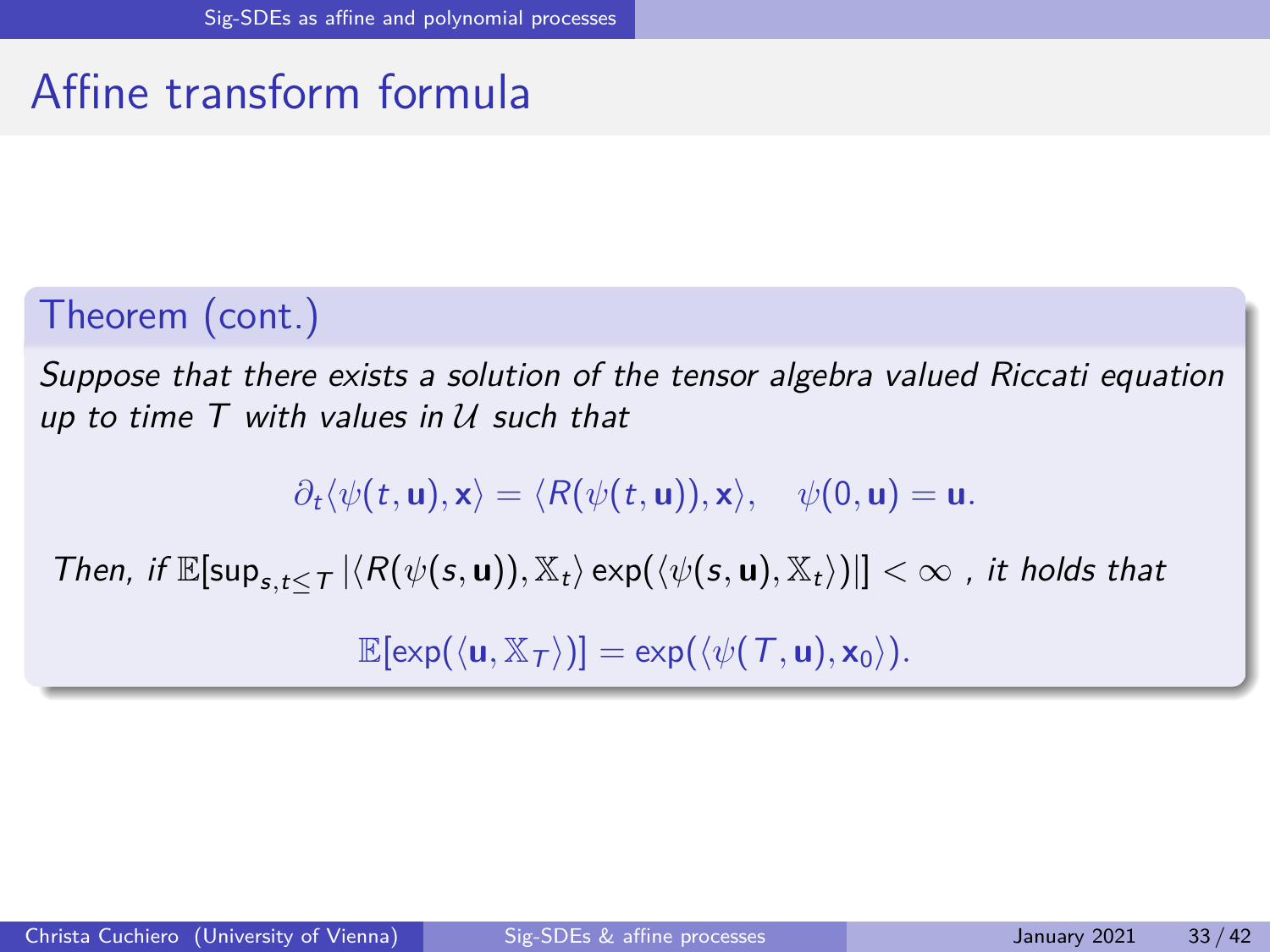# Affine transform formula

### Theorem (cont.)

*Suppose that there exists a solution of the tensor algebra valued Riccati equation up to time $T$ with values in $\mathcal{U}$ such that*

$$\partial_t \langle \psi(t, \mathbf{u}), \mathbf{x} \rangle = \langle R(\psi(t, \mathbf{u})), \mathbf{x} \rangle, \quad \psi(0, \mathbf{u}) = \mathbf{u}.$$

*Then, if $\mathbb{E}[\sup_{s,t \leq T} |\langle R(\psi(s, \mathbf{u})), \mathbb{X}_t \rangle \exp(\langle \psi(s, \mathbf{u}), \mathbb{X}_t \rangle)|] < \infty$ , it holds that*

$$\mathbb{E}[\exp(\langle \mathbf{u}, \mathbb{X}_T \rangle)] = \exp(\langle \psi(T, \mathbf{u}), \mathbf{x}_0 \rangle).$$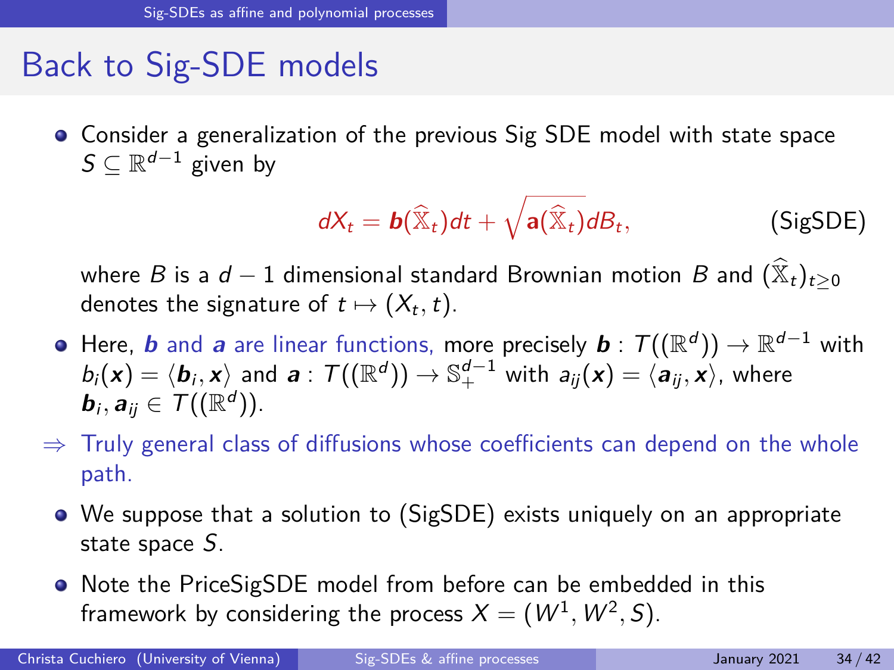# Back to Sig-SDE models

- Consider a generalization of the previous Sig SDE model with state space $S \subseteq \mathbb{R}^{d-1}$ given by

$$dX_t = \boldsymbol{b}(\widehat{\mathbb{X}}_t)dt + \sqrt{\mathbf{a}(\widehat{\mathbb{X}}_t)}dB_t, \qquad \text{(SigSDE)}$$

  where $B$ is a $d-1$ dimensional standard Brownian motion $B$ and $(\widehat{\mathbb{X}}_t)_{t\geq 0}$ denotes the signature of $t \mapsto (X_t, t)$.

- Here, $\boldsymbol{b}$ and $\boldsymbol{a}$ are linear functions, more precisely $\boldsymbol{b} : T((\mathbb{R}^d)) \to \mathbb{R}^{d-1}$ with $b_i(\boldsymbol{x}) = \langle \boldsymbol{b}_i, \boldsymbol{x}\rangle$ and $\boldsymbol{a} : T((\mathbb{R}^d)) \to \mathbb{S}_+^{d-1}$ with $a_{ij}(\boldsymbol{x}) = \langle \boldsymbol{a}_{ij}, \boldsymbol{x}\rangle$, where $\boldsymbol{b}_i, \boldsymbol{a}_{ij} \in T((\mathbb{R}^d))$.

$\Rightarrow$ Truly general class of diffusions whose coefficients can depend on the whole path.

- We suppose that a solution to (SigSDE) exists uniquely on an appropriate state space $S$.

- Note the PriceSigSDE model from before can be embedded in this framework by considering the process $X = (W^1, W^2, S)$.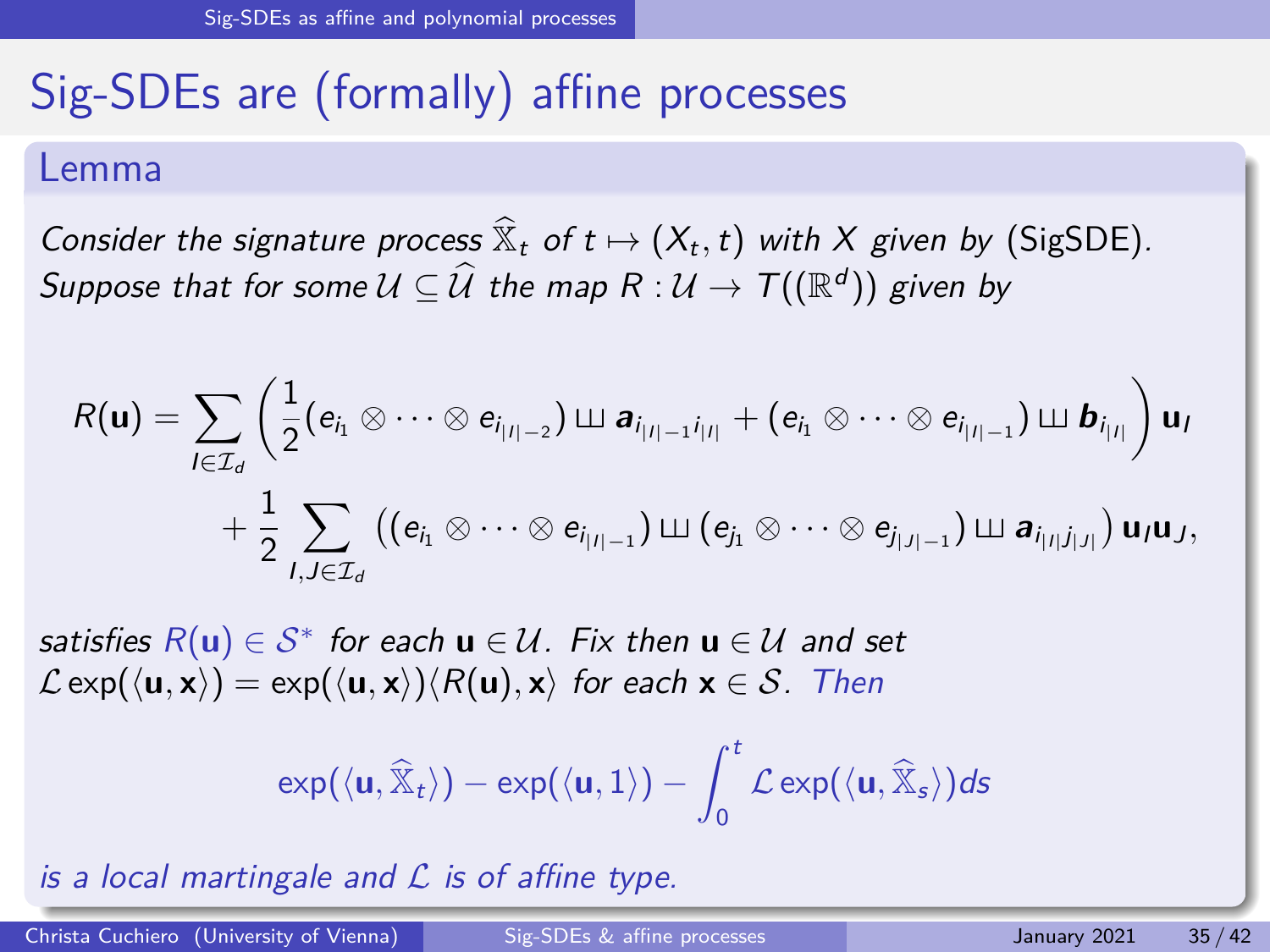# Sig-SDEs are (formally) affine processes

## Lemma

*Consider the signature process $\widehat{\mathbb{X}}_t$ of $t \mapsto (X_t, t)$ with $X$ given by (SigSDE). Suppose that for some $\mathcal{U} \subseteq \widehat{\mathcal{U}}$ the map $R : \mathcal{U} \to T((\mathbb{R}^d))$ given by*

$$
\begin{aligned}
R(\mathbf{u}) = \sum_{I \in \mathcal{I}_d} \Big( \frac{1}{2} (e_{i_1} \otimes \cdots \otimes e_{i_{|I|-2}}) \sqcup\!\sqcup\, \boldsymbol{a}_{i_{|I|-1} i_{|I|}} + (e_{i_1} \otimes \cdots \otimes e_{i_{|I|-1}}) \sqcup\!\sqcup\, \boldsymbol{b}_{i_{|I|}} \Big) \mathbf{u}_I \\
+ \frac{1}{2} \sum_{I, J \in \mathcal{I}_d} \big( (e_{i_1} \otimes \cdots \otimes e_{i_{|I|-1}}) \sqcup\!\sqcup\, (e_{j_1} \otimes \cdots \otimes e_{j_{|J|-1}}) \sqcup\!\sqcup\, \boldsymbol{a}_{i_{|I|} j_{|J|}} \big) \mathbf{u}_I \mathbf{u}_J,
\end{aligned}
$$

*satisfies $R(\mathbf{u}) \in \mathcal{S}^*$ for each $\mathbf{u} \in \mathcal{U}$. Fix then $\mathbf{u} \in \mathcal{U}$ and set $\mathcal{L} \exp(\langle \mathbf{u}, \mathbf{x} \rangle) = \exp(\langle \mathbf{u}, \mathbf{x} \rangle) \langle R(\mathbf{u}), \mathbf{x} \rangle$ for each $\mathbf{x} \in \mathcal{S}$. Then*

$$
\exp(\langle \mathbf{u}, \widehat{\mathbb{X}}_t \rangle) - \exp(\langle \mathbf{u}, 1 \rangle) - \int_0^t \mathcal{L} \exp(\langle \mathbf{u}, \widehat{\mathbb{X}}_s \rangle) ds
$$

*is a local martingale and $\mathcal{L}$ is of affine type.*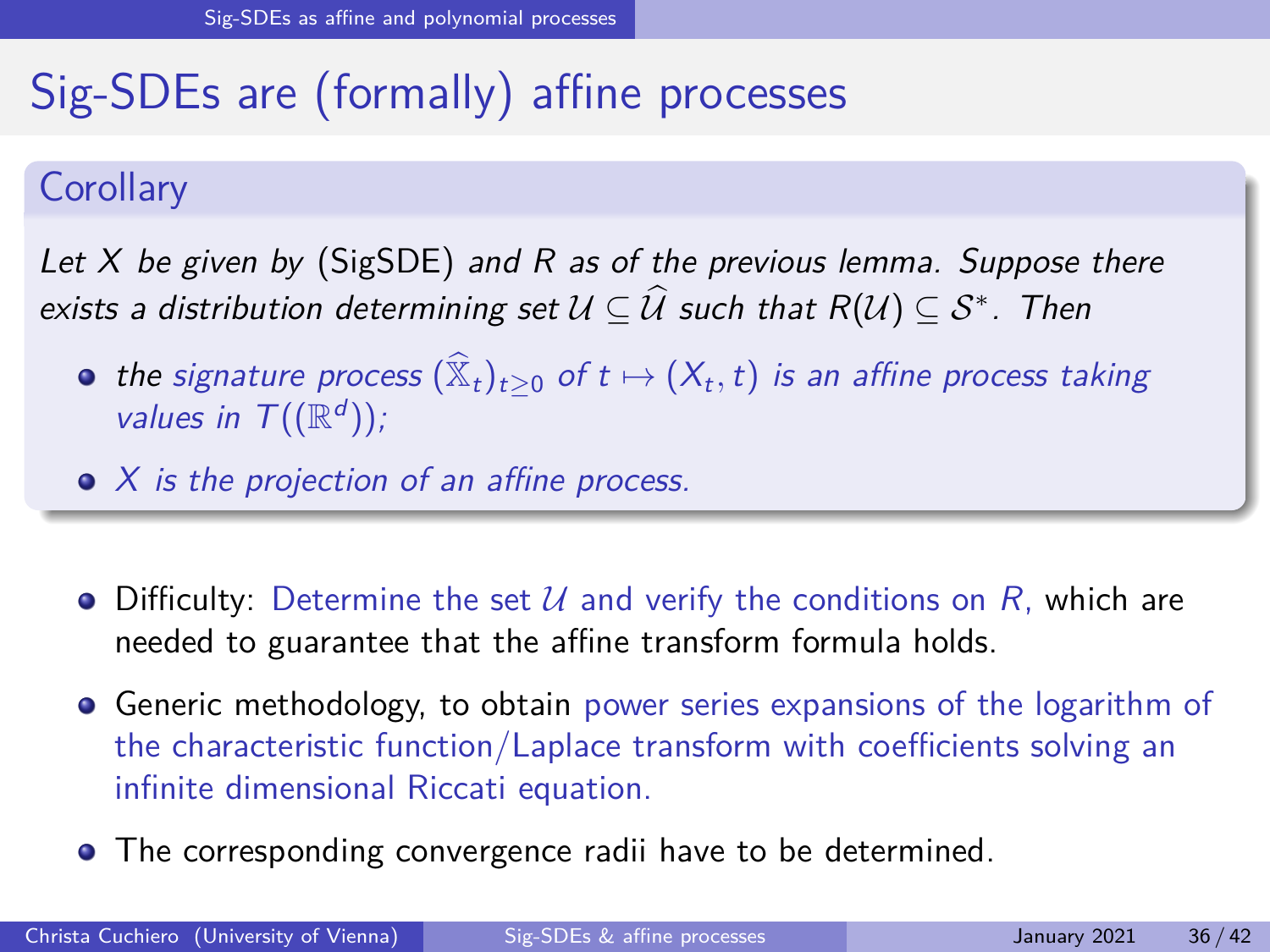# Sig-SDEs are (formally) affine processes

## Corollary

*Let $X$ be given by* (SigSDE) *and $R$ as of the previous lemma. Suppose there exists a distribution determining set $\mathcal{U} \subseteq \widehat{\mathcal{U}}$ such that $R(\mathcal{U}) \subseteq \mathcal{S}^*$. Then*

- *the signature process $(\widehat{\mathbb{X}}_t)_{t \geq 0}$ of $t \mapsto (X_t, t)$ is an affine process taking values in $T((\mathbb{R}^d))$;*
- *$X$ is the projection of an affine process.*

---

- Difficulty: Determine the set $\mathcal{U}$ and verify the conditions on $R$, which are needed to guarantee that the affine transform formula holds.
- Generic methodology, to obtain power series expansions of the logarithm of the characteristic function/Laplace transform with coefficients solving an infinite dimensional Riccati equation.
- The corresponding convergence radii have to be determined.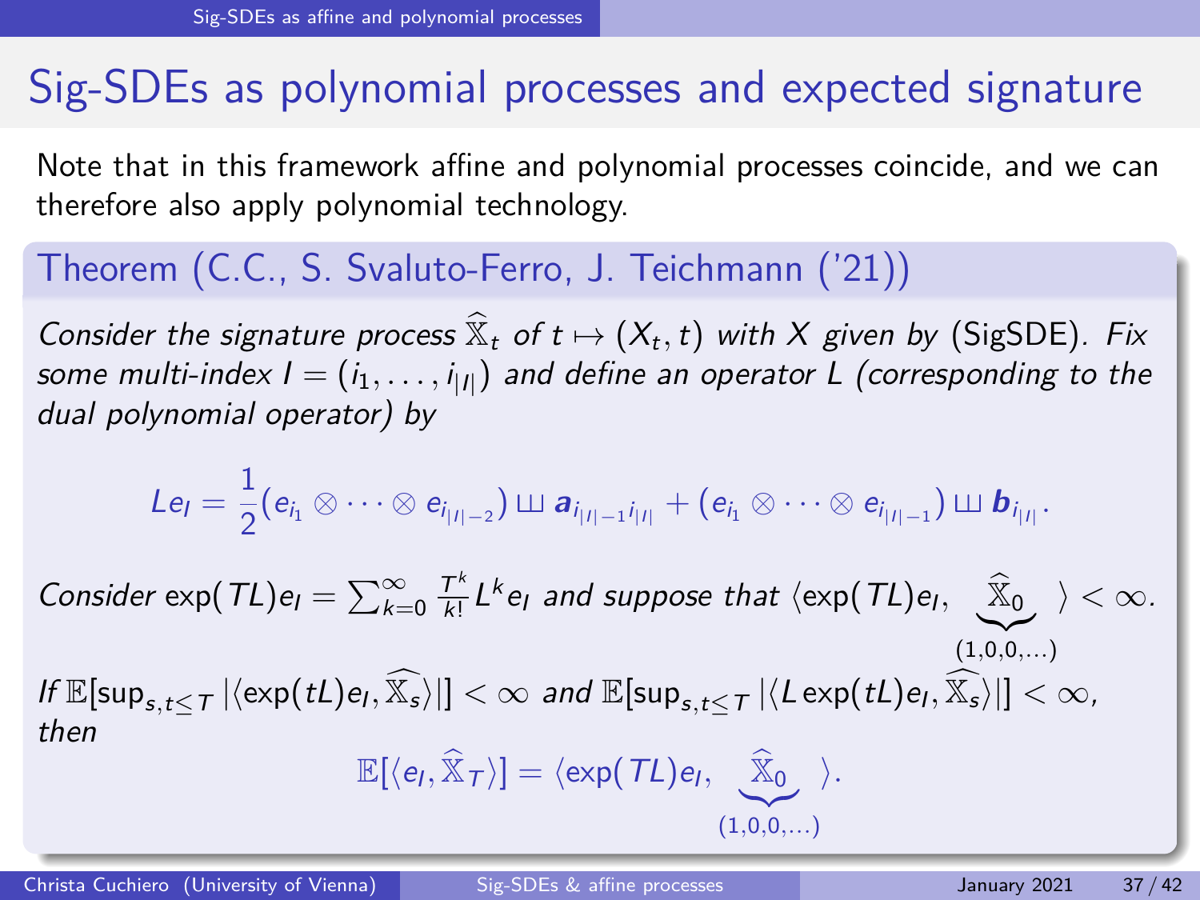# Sig-SDEs as polynomial processes and expected signature

Note that in this framework affine and polynomial processes coincide, and we can therefore also apply polynomial technology.

### Theorem (C.C., S. Svaluto-Ferro, J. Teichmann ('21))

*Consider the signature process $\widehat{\mathbb{X}}_t$ of $t \mapsto (X_t, t)$ with $X$ given by (SigSDE). Fix some multi-index $I = (i_1, \ldots, i_{|I|})$ and define an operator $L$ (corresponding to the dual polynomial operator) by*

$$Le_I = \frac{1}{2}(e_{i_1} \otimes \cdots \otimes e_{i_{|I|-2}}) \sqcup\!\sqcup\, \boldsymbol{a}_{i_{|I|-1} i_{|I|}} + (e_{i_1} \otimes \cdots \otimes e_{i_{|I|-1}}) \sqcup\!\sqcup\, \boldsymbol{b}_{i_{|I|}}.$$

*Consider* $\exp(TL)e_I = \sum_{k=0}^{\infty} \frac{T^k}{k!} L^k e_I$ *and suppose that* $\langle \exp(TL)e_I, \underbrace{\widehat{\mathbb{X}}_0}_{(1,0,0,\ldots)} \rangle < \infty$.

*If* $\mathbb{E}[\sup_{s,t \leq T} |\langle \exp(tL)e_I, \widehat{\mathbb{X}_s} \rangle|] < \infty$ *and* $\mathbb{E}[\sup_{s,t \leq T} |\langle L \exp(tL)e_I, \widehat{\mathbb{X}_s} \rangle|] < \infty$, *then*

$$\mathbb{E}[\langle e_I, \widehat{\mathbb{X}}_T \rangle] = \langle \exp(TL)e_I, \underbrace{\widehat{\mathbb{X}}_0}_{(1,0,0,\ldots)} \rangle.$$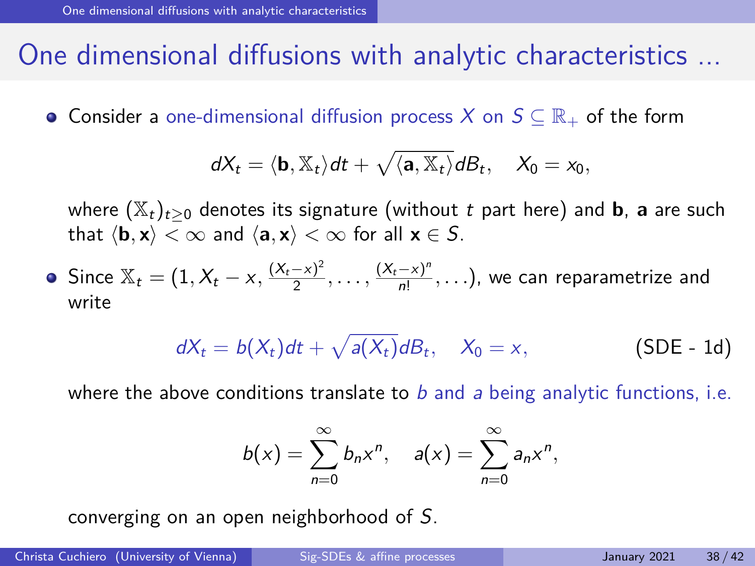# One dimensional diffusions with analytic characteristics ...

- Consider a one-dimensional diffusion process $X$ on $S \subseteq \mathbb{R}_+$ of the form

$$dX_t = \langle \mathbf{b}, \mathbb{X}_t \rangle dt + \sqrt{\langle \mathbf{a}, \mathbb{X}_t \rangle} dB_t, \quad X_0 = x_0,$$

  where $(\mathbb{X}_t)_{t \geq 0}$ denotes its signature (without $t$ part here) and $\mathbf{b}$, $\mathbf{a}$ are such that $\langle \mathbf{b}, \mathbf{x} \rangle < \infty$ and $\langle \mathbf{a}, \mathbf{x} \rangle < \infty$ for all $\mathbf{x} \in S$.

- Since $\mathbb{X}_t = (1, X_t - x, \frac{(X_t - x)^2}{2}, \ldots, \frac{(X_t - x)^n}{n!}, \ldots)$, we can reparametrize and write

$$dX_t = b(X_t) dt + \sqrt{a(X_t)} dB_t, \quad X_0 = x, \qquad \text{(SDE - 1d)}$$

  where the above conditions translate to $b$ and $a$ being analytic functions, i.e.

$$b(x) = \sum_{n=0}^{\infty} b_n x^n, \quad a(x) = \sum_{n=0}^{\infty} a_n x^n,$$

  converging on an open neighborhood of $S$.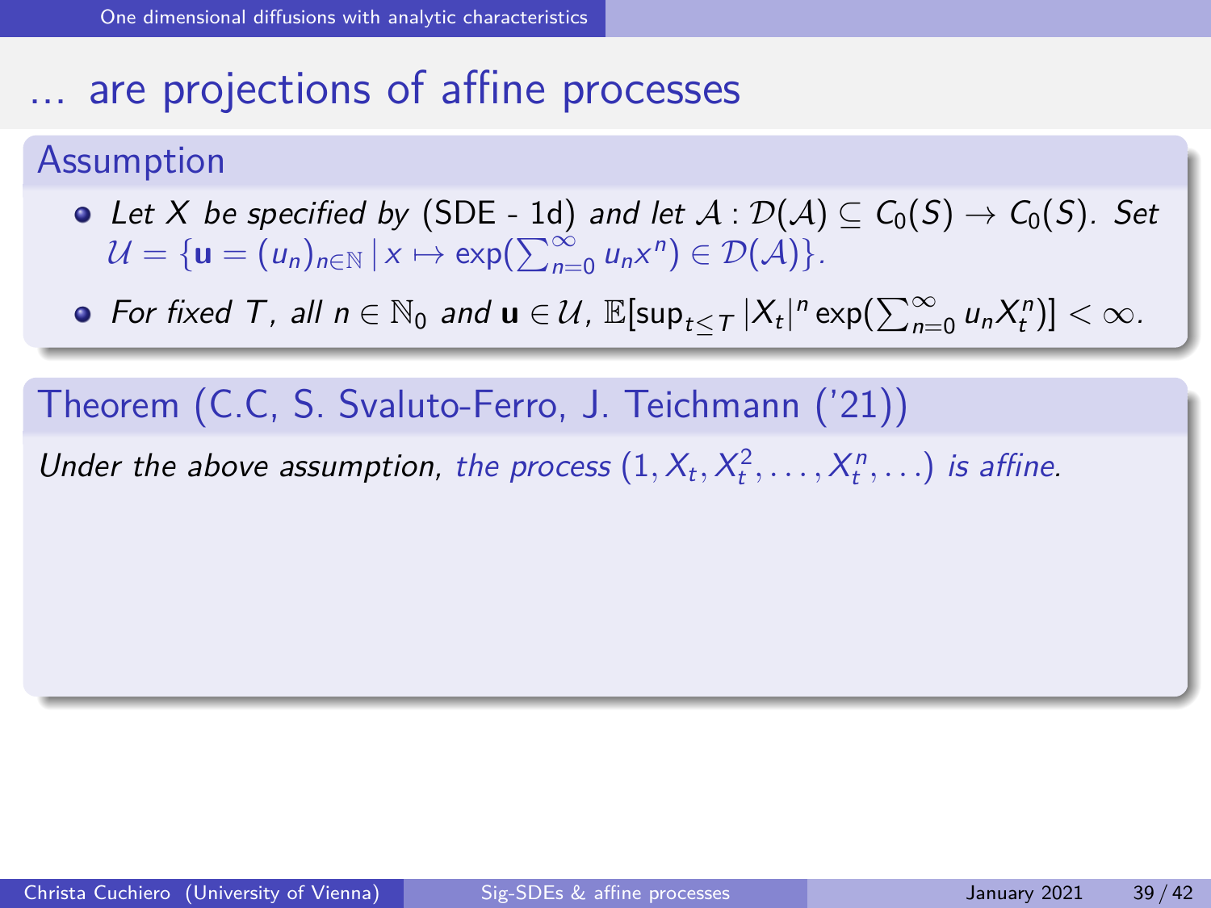# ... are projections of affine processes

**Assumption**

- *Let $X$ be specified by* (SDE - 1d) *and let* $\mathcal{A} : \mathcal{D}(\mathcal{A}) \subseteq C_0(S) \to C_0(S)$. *Set* $\mathcal{U} = \{\mathbf{u} = (u_n)_{n \in \mathbb{N}} \,|\, x \mapsto \exp(\sum_{n=0}^{\infty} u_n x^n) \in \mathcal{D}(\mathcal{A})\}$.
- *For fixed $T$, all $n \in \mathbb{N}_0$ and $\mathbf{u} \in \mathcal{U}$,* $\mathbb{E}[\sup_{t \leq T} |X_t|^n \exp(\sum_{n=0}^{\infty} u_n X_t^n)] < \infty$.

**Theorem (C.C, S. Svaluto-Ferro, J. Teichmann ('21))**

*Under the above assumption, the process* $(1, X_t, X_t^2, \ldots, X_t^n, \ldots)$ *is affine.*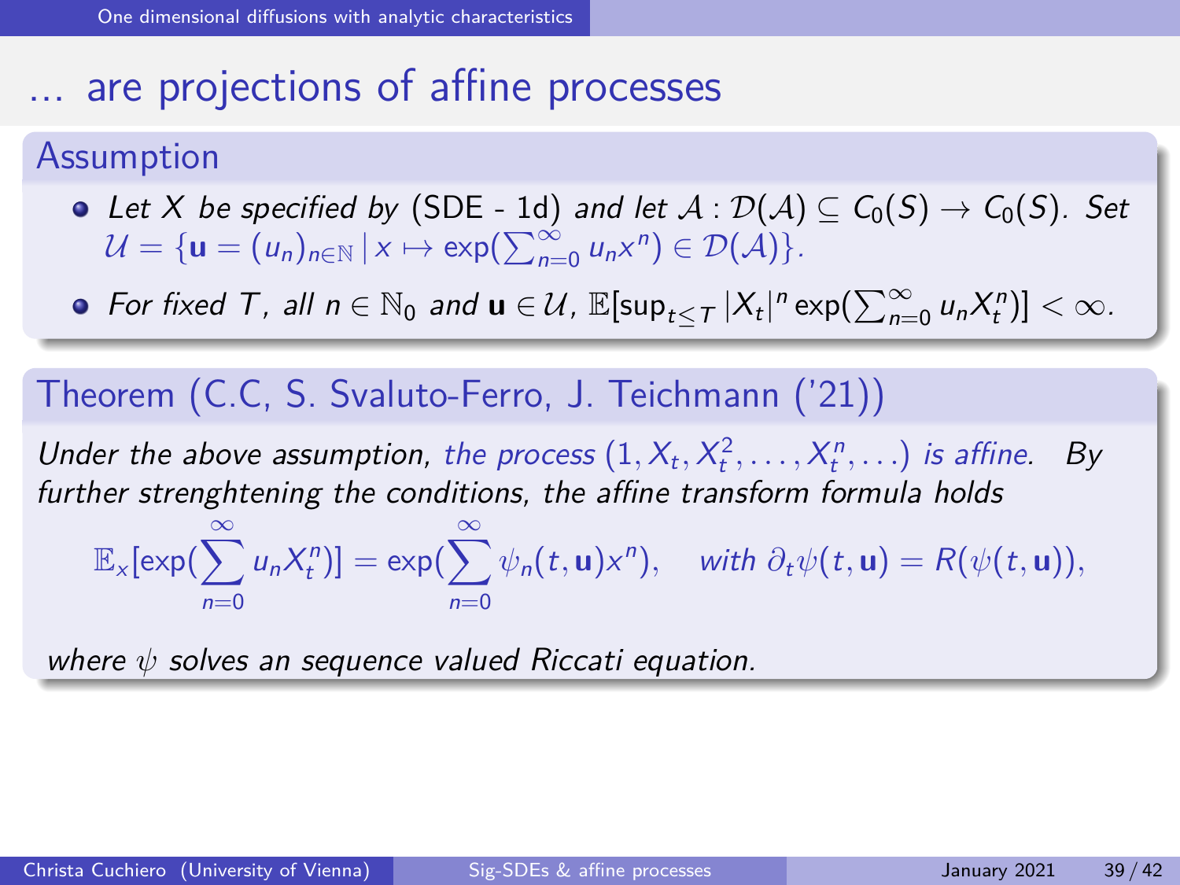# ... are projections of affine processes

**Assumption**

- *Let $X$ be specified by* (SDE - 1d) *and let* $\mathcal{A} : \mathcal{D}(\mathcal{A}) \subseteq C_0(S) \to C_0(S)$. *Set* $\mathcal{U} = \{\mathbf{u} = (u_n)_{n \in \mathbb{N}} \,|\, x \mapsto \exp(\sum_{n=0}^{\infty} u_n x^n) \in \mathcal{D}(\mathcal{A})\}$.
- *For fixed $T$, all $n \in \mathbb{N}_0$ and $\mathbf{u} \in \mathcal{U}$,* $\mathbb{E}[\sup_{t \leq T} |X_t|^n \exp(\sum_{n=0}^{\infty} u_n X_t^n)] < \infty$.

**Theorem (C.C, S. Svaluto-Ferro, J. Teichmann ('21))**

*Under the above assumption, the process $(1, X_t, X_t^2, \ldots, X_t^n, \ldots)$ is affine. By further strenghtening the conditions, the affine transform formula holds*

$$\mathbb{E}_x[\exp(\sum_{n=0}^{\infty} u_n X_t^n)] = \exp(\sum_{n=0}^{\infty} \psi_n(t, \mathbf{u}) x^n), \quad \text{with } \partial_t \psi(t, \mathbf{u}) = R(\psi(t, \mathbf{u})),$$

*where $\psi$ solves an sequence valued Riccati equation.*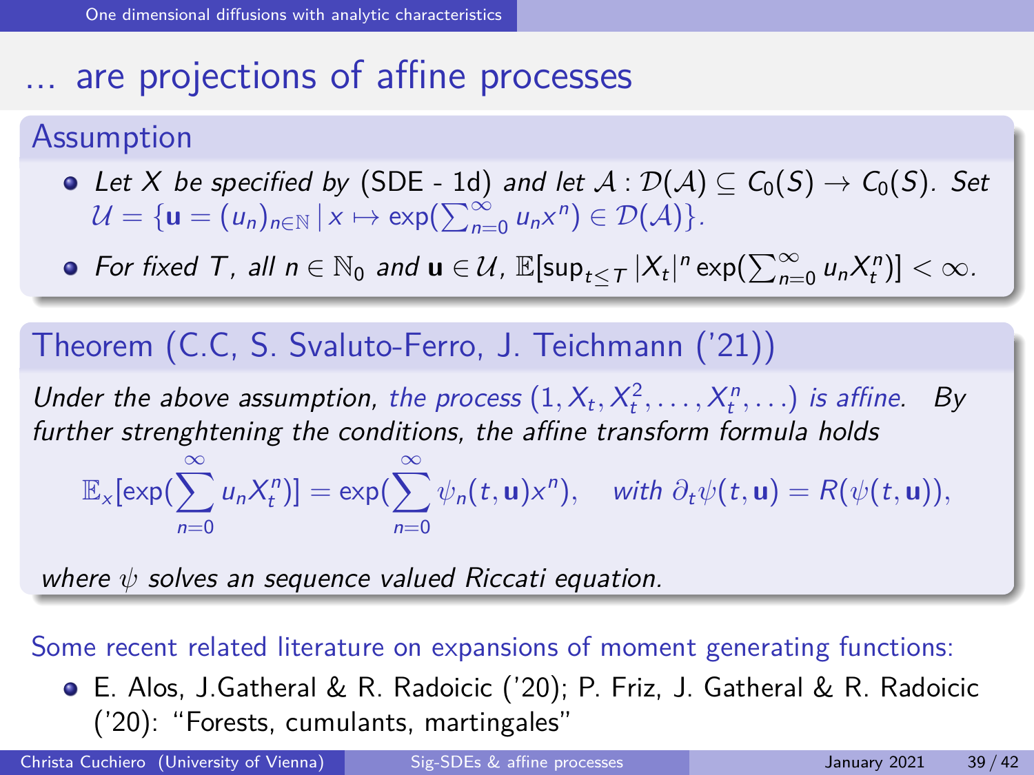# ... are projections of affine processes

## Assumption

- *Let $X$ be specified by* (SDE - 1d) *and let* $\mathcal{A} : \mathcal{D}(\mathcal{A}) \subseteq C_0(S) \to C_0(S)$*. Set* $\mathcal{U} = \{\mathbf{u} = (u_n)_{n \in \mathbb{N}} \,|\, x \mapsto \exp(\sum_{n=0}^{\infty} u_n x^n) \in \mathcal{D}(\mathcal{A})\}$*.*
- *For fixed $T$, all $n \in \mathbb{N}_0$ and $\mathbf{u} \in \mathcal{U}$,* $\mathbb{E}[\sup_{t \leq T} |X_t|^n \exp(\sum_{n=0}^{\infty} u_n X_t^n)] < \infty$*.*

## Theorem (C.C, S. Svaluto-Ferro, J. Teichmann ('21))

*Under the above assumption, the process* $(1, X_t, X_t^2, \ldots, X_t^n, \ldots)$ *is affine. By further strenghtening the conditions, the affine transform formula holds*

$$\mathbb{E}_x[\exp(\sum_{n=0}^{\infty} u_n X_t^n)] = \exp(\sum_{n=0}^{\infty} \psi_n(t, \mathbf{u}) x^n), \quad \text{with } \partial_t \psi(t, \mathbf{u}) = R(\psi(t, \mathbf{u})),$$

*where $\psi$ solves an sequence valued Riccati equation.*

Some recent related literature on expansions of moment generating functions:

- E. Alos, J.Gatheral & R. Radoicic ('20); P. Friz, J. Gatheral & R. Radoicic ('20): "Forests, cumulants, martingales"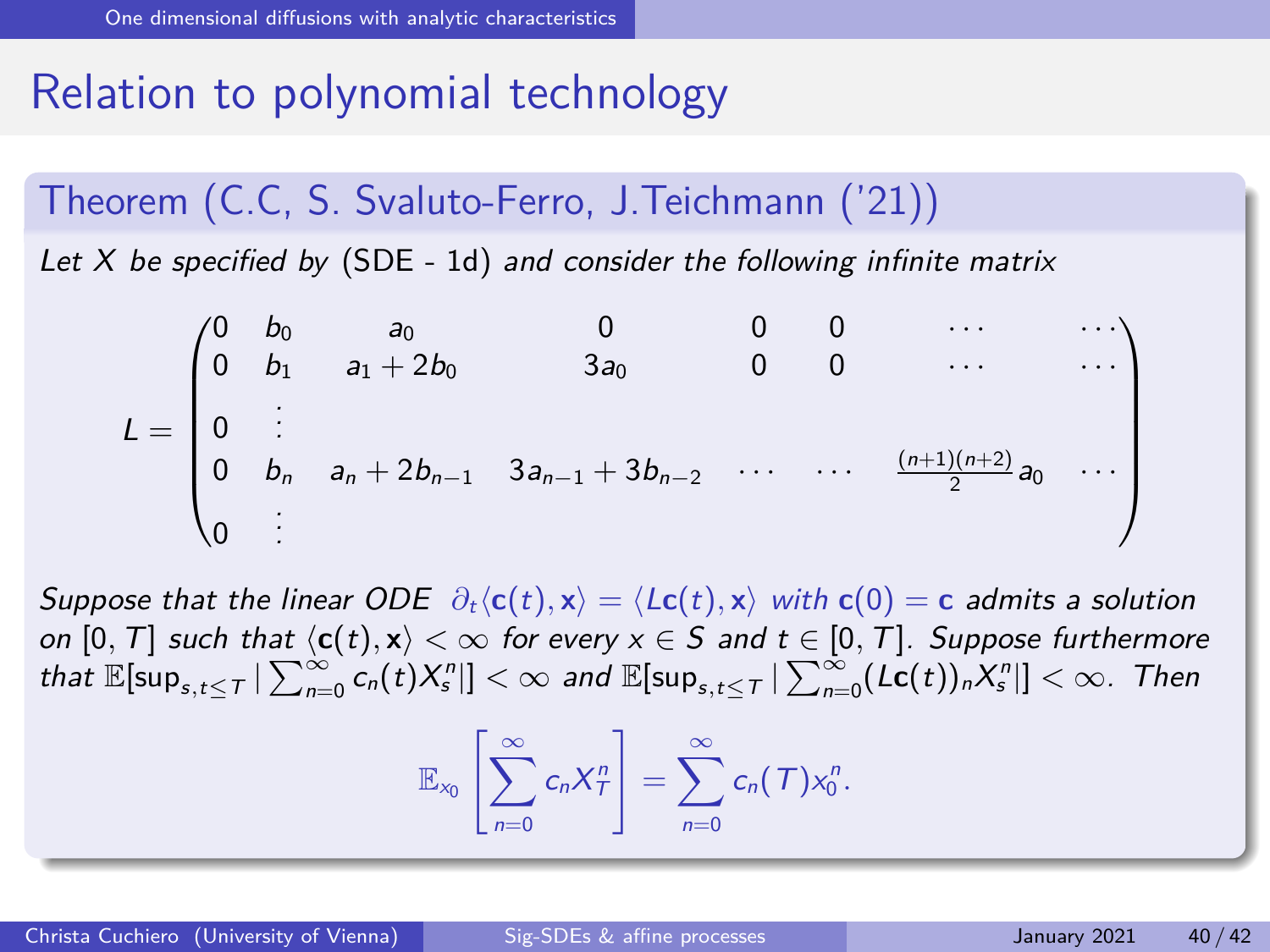# Relation to polynomial technology

## Theorem (C.C, S. Svaluto-Ferro, J.Teichmann ('21))

*Let $X$ be specified by* (SDE - 1d) *and consider the following infinite matrix*

$$
L = \begin{pmatrix}
0 & b_0 & a_0 & 0 & 0 & 0 & \cdots & \cdots \\
0 & b_1 & a_1 + 2b_0 & 3a_0 & 0 & 0 & \cdots & \cdots \\
0 & \vdots & & & & & & \\
0 & b_n & a_n + 2b_{n-1} & 3a_{n-1} + 3b_{n-2} & \cdots & \cdots & \frac{(n+1)(n+2)}{2} a_0 & \cdots \\
0 & \vdots & & & & & &
\end{pmatrix}
$$

*Suppose that the linear ODE* $\partial_t \langle \mathbf{c}(t), \mathbf{x} \rangle = \langle L\mathbf{c}(t), \mathbf{x} \rangle$ *with* $\mathbf{c}(0) = \mathbf{c}$ *admits a solution on* $[0, T]$ *such that* $\langle \mathbf{c}(t), \mathbf{x} \rangle < \infty$ *for every* $x \in S$ *and* $t \in [0, T]$. *Suppose furthermore that* $\mathbb{E}[\sup_{s,t \leq T} | \sum_{n=0}^{\infty} c_n(t) X_s^n |] < \infty$ *and* $\mathbb{E}[\sup_{s,t \leq T} | \sum_{n=0}^{\infty} (L\mathbf{c}(t))_n X_s^n |] < \infty$. *Then*

$$
\mathbb{E}_{x_0}\left[\sum_{n=0}^{\infty} c_n X_T^n\right] = \sum_{n=0}^{\infty} c_n(T) x_0^n.
$$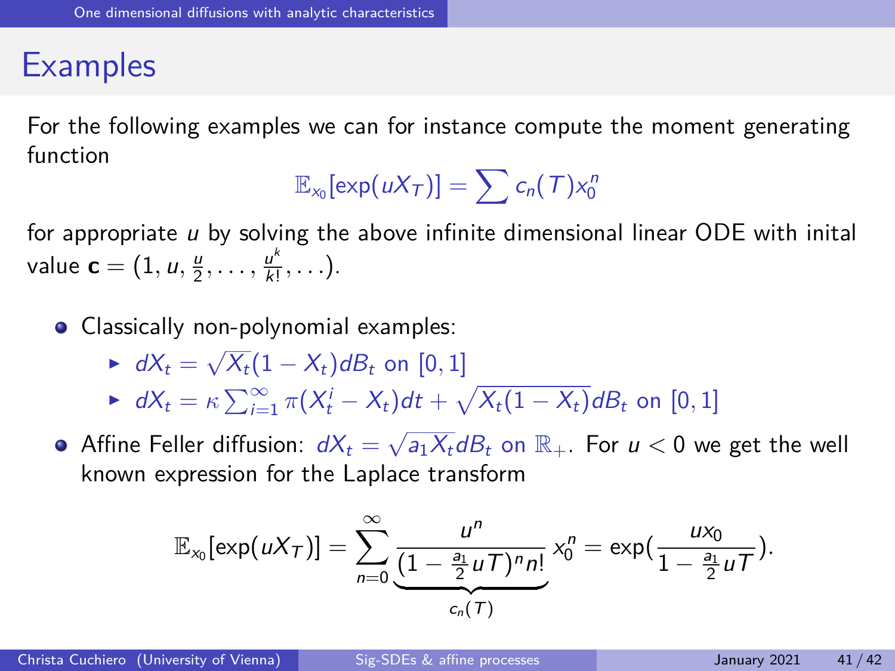## Examples

For the following examples we can for instance compute the moment generating function

$$\mathbb{E}_{x_0}[\exp(uX_T)] = \sum c_n(T) x_0^n$$

for appropriate $u$ by solving the above infinite dimensional linear ODE with inital value $\mathbf{c} = (1, u, \frac{u}{2}, \ldots, \frac{u^k}{k!}, \ldots)$.

- Classically non-polynomial examples:
  - $dX_t = \sqrt{X_t}(1 - X_t)dB_t$ on $[0, 1]$
  - $dX_t = \kappa \sum_{i=1}^{\infty} \pi(X_t^i - X_t)dt + \sqrt{X_t(1 - X_t)}dB_t$ on $[0, 1]$
- Affine Feller diffusion: $dX_t = \sqrt{a_1 X_t} dB_t$ on $\mathbb{R}_+$. For $u < 0$ we get the well known expression for the Laplace transform

$$\mathbb{E}_{x_0}[\exp(uX_T)] = \sum_{n=0}^{\infty} \underbrace{\frac{u^n}{(1 - \frac{a_1}{2} uT)^n n!}}_{c_n(T)} x_0^n = \exp\left(\frac{ux_0}{1 - \frac{a_1}{2} uT}\right).$$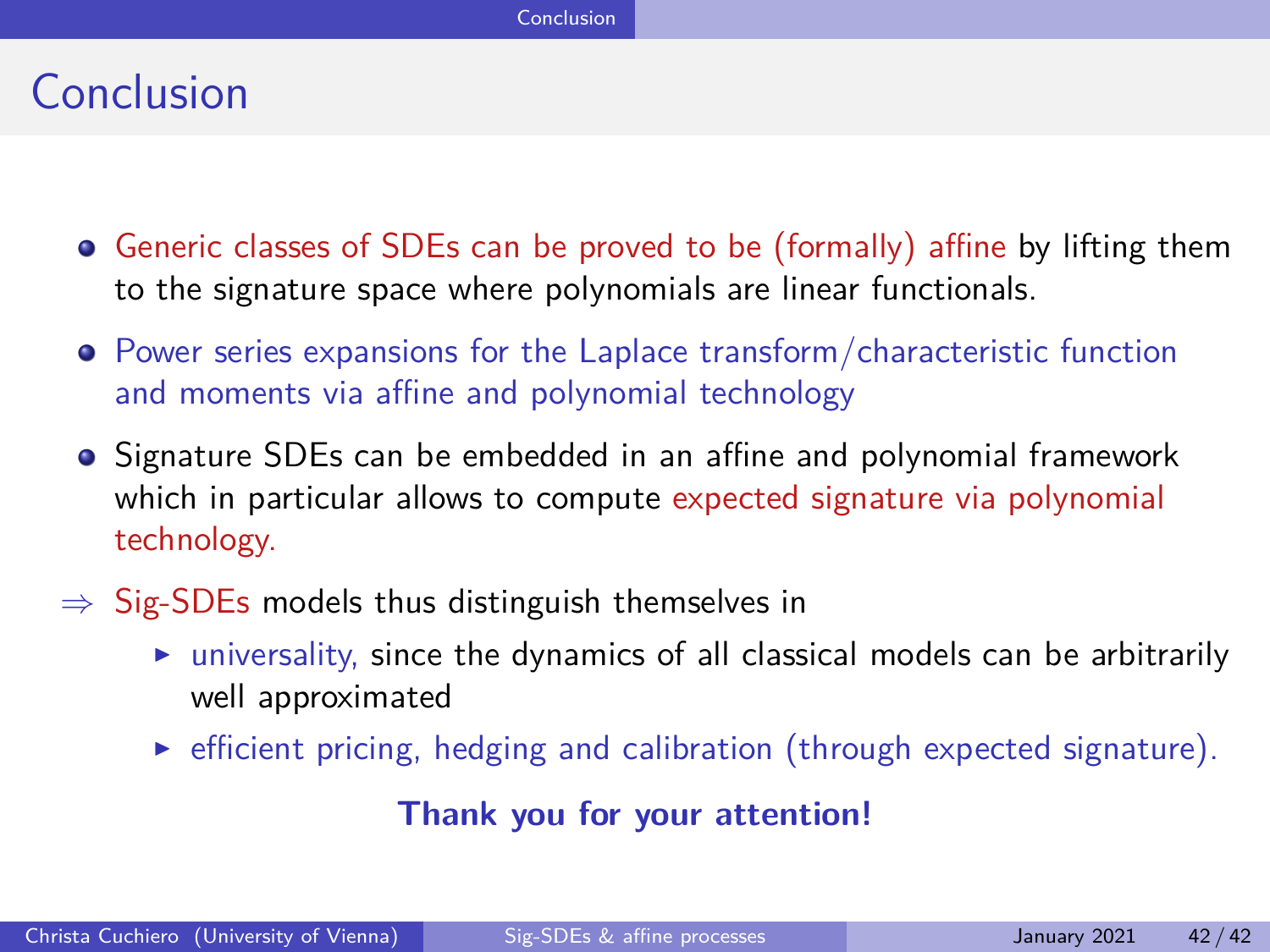# Conclusion

- Generic classes of SDEs can be proved to be (formally) affine by lifting them to the signature space where polynomials are linear functionals.
- Power series expansions for the Laplace transform/characteristic function and moments via affine and polynomial technology
- Signature SDEs can be embedded in an affine and polynomial framework which in particular allows to compute expected signature via polynomial technology.

$\Rightarrow$ Sig-SDEs models thus distinguish themselves in

- universality, since the dynamics of all classical models can be arbitrarily well approximated
- efficient pricing, hedging and calibration (through expected signature).

**Thank you for your attention!**